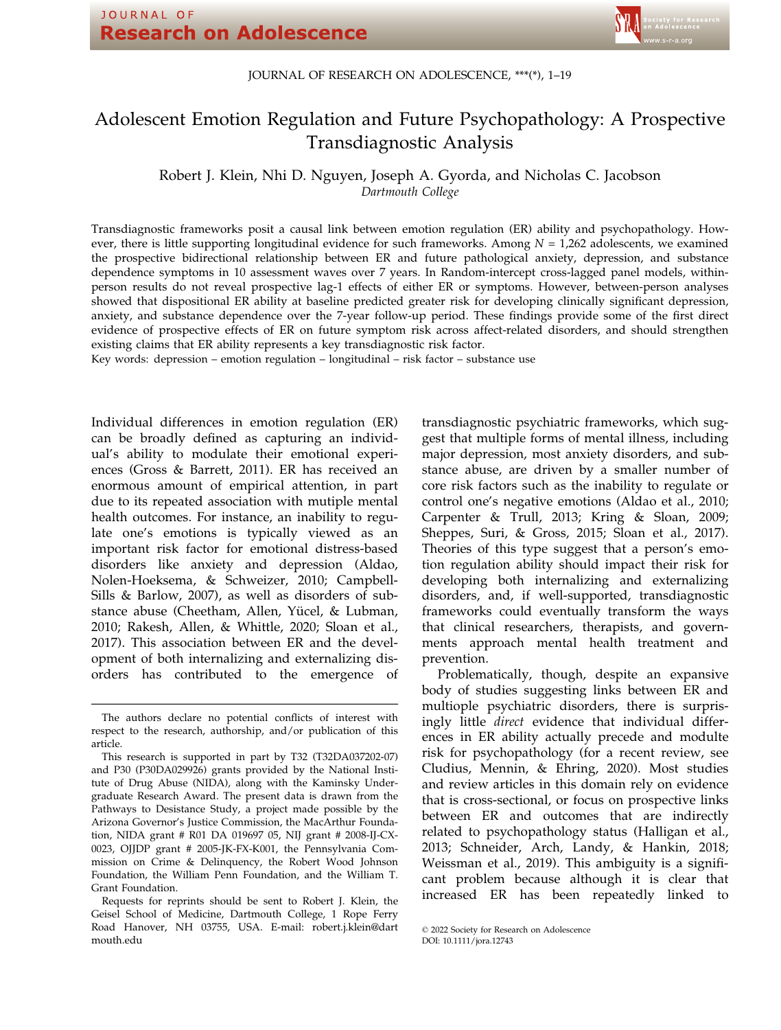# Adolescent Emotion Regulation and Future Psychopathology: A Prospective Transdiagnostic Analysis

Robert J. Klein, Nhi D. Nguyen, Joseph A. Gyorda, and Nicholas C. Jacobson
*Dartmouth College*

Transdiagnostic frameworks posit a causal link between emotion regulation (ER) ability and psychopathology. However, there is little supporting longitudinal evidence for such frameworks. Among $N$ = 1,262 adolescents, we examined the prospective bidirectional relationship between ER and future pathological anxiety, depression, and substance dependence symptoms in 10 assessment waves over 7 years. In Random-intercept cross-lagged panel models, within-person results do not reveal prospective lag-1 effects of either ER or symptoms. However, between-person analyses showed that dispositional ER ability at baseline predicted greater risk for developing clinically significant depression, anxiety, and substance dependence over the 7-year follow-up period. These findings provide some of the first direct evidence of prospective effects of ER on future symptom risk across affect-related disorders, and should strengthen existing claims that ER ability represents a key transdiagnostic risk factor.

Key words: depression – emotion regulation – longitudinal – risk factor – substance use

Individual differences in emotion regulation (ER) can be broadly defined as capturing an individual's ability to modulate their emotional experiences (Gross & Barrett, 2011). ER has received an enormous amount of empirical attention, in part due to its repeated association with mutiple mental health outcomes. For instance, an inability to regulate one's emotions is typically viewed as an important risk factor for emotional distress-based disorders like anxiety and depression (Aldao, Nolen-Hoeksema, & Schweizer, 2010; Campbell-Sills & Barlow, 2007), as well as disorders of substance abuse (Cheetham, Allen, Yücel, & Lubman, 2010; Rakesh, Allen, & Whittle, 2020; Sloan et al., 2017). This association between ER and the development of both internalizing and externalizing disorders has contributed to the emergence of transdiagnostic psychiatric frameworks, which suggest that multiple forms of mental illness, including major depression, most anxiety disorders, and substance abuse, are driven by a smaller number of core risk factors such as the inability to regulate or control one's negative emotions (Aldao et al., 2010; Carpenter & Trull, 2013; Kring & Sloan, 2009; Sheppes, Suri, & Gross, 2015; Sloan et al., 2017). Theories of this type suggest that a person's emotion regulation ability should impact their risk for developing both internalizing and externalizing disorders, and, if well-supported, transdiagnostic frameworks could eventually transform the ways that clinical researchers, therapists, and governments approach mental health treatment and prevention.

Problematically, though, despite an expansive body of studies suggesting links between ER and multiople psychiatric disorders, there is surprisingly little *direct* evidence that individual differences in ER ability actually precede and modulte risk for psychopathology (for a recent review, see Cludius, Mennin, & Ehring, 2020). Most studies and review articles in this domain rely on evidence that is cross-sectional, or focus on prospective links between ER and outcomes that are indirectly related to psychopathology status (Halligan et al., 2013; Schneider, Arch, Landy, & Hankin, 2018; Weissman et al., 2019). This ambiguity is a significant problem because although it is clear that increased ER has been repeatedly linked to

---

The authors declare no potential conflicts of interest with respect to the research, authorship, and/or publication of this article.

This research is supported in part by T32 (T32DA037202-07) and P30 (P30DA029926) grants provided by the National Institute of Drug Abuse (NIDA), along with the Kaminsky Undergraduate Research Award. The present data is drawn from the Pathways to Desistance Study, a project made possible by the Arizona Governor's Justice Commission, the MacArthur Foundation, NIDA grant # R01 DA 019697 05, NIJ grant # 2008-IJ-CX-0023, OJJDP grant # 2005-JK-FX-K001, the Pennsylvania Commission on Crime & Delinquency, the Robert Wood Johnson Foundation, the William Penn Foundation, and the William T. Grant Foundation.

Requests for reprints should be sent to Robert J. Klein, the Geisel School of Medicine, Dartmouth College, 1 Rope Ferry Road Hanover, NH 03755, USA. E-mail: robert.j.klein@dartmouth.edu

© 2022 Society for Research on Adolescence
DOI: 10.1111/jora.12743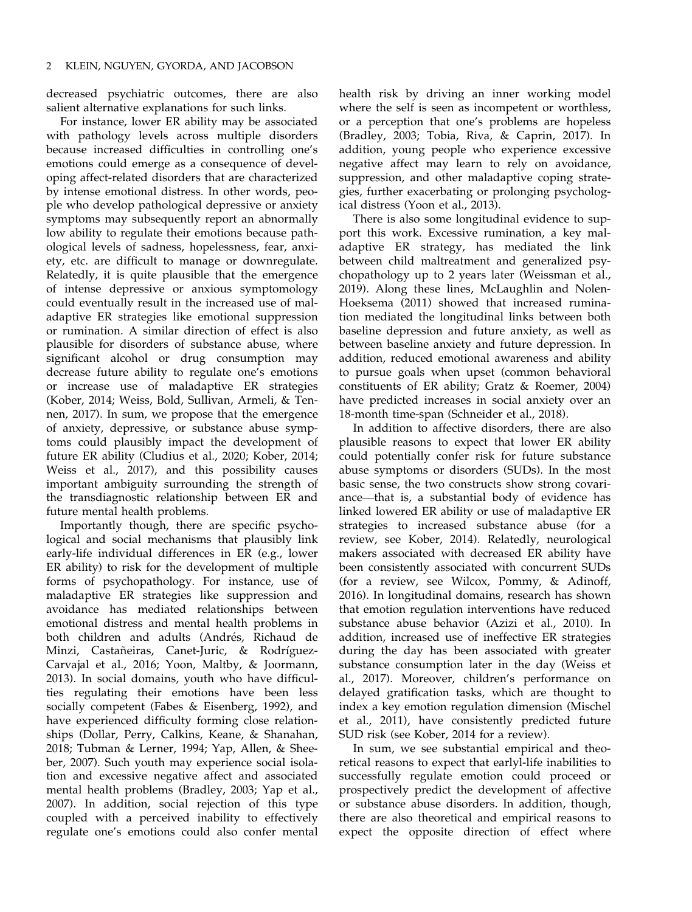decreased psychiatric outcomes, there are also salient alternative explanations for such links.

For instance, lower ER ability may be associated with pathology levels across multiple disorders because increased difficulties in controlling one's emotions could emerge as a consequence of developing affect-related disorders that are characterized by intense emotional distress. In other words, people who develop pathological depressive or anxiety symptoms may subsequently report an abnormally low ability to regulate their emotions because pathological levels of sadness, hopelessness, fear, anxiety, etc. are difficult to manage or downregulate. Relatedly, it is quite plausible that the emergence of intense depressive or anxious symptomology could eventually result in the increased use of maladaptive ER strategies like emotional suppression or rumination. A similar direction of effect is also plausible for disorders of substance abuse, where significant alcohol or drug consumption may decrease future ability to regulate one's emotions or increase use of maladaptive ER strategies (Kober, 2014; Weiss, Bold, Sullivan, Armeli, & Tennen, 2017). In sum, we propose that the emergence of anxiety, depressive, or substance abuse symptoms could plausibly impact the development of future ER ability (Cludius et al., 2020; Kober, 2014; Weiss et al., 2017), and this possibility causes important ambiguity surrounding the strength of the transdiagnostic relationship between ER and future mental health problems.

Importantly though, there are specific psychological and social mechanisms that plausibly link early-life individual differences in ER (e.g., lower ER ability) to risk for the development of multiple forms of psychopathology. For instance, use of maladaptive ER strategies like suppression and avoidance has mediated relationships between emotional distress and mental health problems in both children and adults (Andrés, Richaud de Minzi, Castañeiras, Canet-Juric, & Rodríguez-Carvajal et al., 2016; Yoon, Maltby, & Joormann, 2013). In social domains, youth who have difficulties regulating their emotions have been less socially competent (Fabes & Eisenberg, 1992), and have experienced difficulty forming close relationships (Dollar, Perry, Calkins, Keane, & Shanahan, 2018; Tubman & Lerner, 1994; Yap, Allen, & Sheeber, 2007). Such youth may experience social isolation and excessive negative affect and associated mental health problems (Bradley, 2003; Yap et al., 2007). In addition, social rejection of this type coupled with a perceived inability to effectively regulate one's emotions could also confer mental health risk by driving an inner working model where the self is seen as incompetent or worthless, or a perception that one's problems are hopeless (Bradley, 2003; Tobia, Riva, & Caprin, 2017). In addition, young people who experience excessive negative affect may learn to rely on avoidance, suppression, and other maladaptive coping strategies, further exacerbating or prolonging psychological distress (Yoon et al., 2013).

There is also some longitudinal evidence to support this work. Excessive rumination, a key maladaptive ER strategy, has mediated the link between child maltreatment and generalized psychopathology up to 2 years later (Weissman et al., 2019). Along these lines, McLaughlin and Nolen-Hoeksema (2011) showed that increased rumination mediated the longitudinal links between both baseline depression and future anxiety, as well as between baseline anxiety and future depression. In addition, reduced emotional awareness and ability to pursue goals when upset (common behavioral constituents of ER ability; Gratz & Roemer, 2004) have predicted increases in social anxiety over an 18-month time-span (Schneider et al., 2018).

In addition to affective disorders, there are also plausible reasons to expect that lower ER ability could potentially confer risk for future substance abuse symptoms or disorders (SUDs). In the most basic sense, the two constructs show strong covariance—that is, a substantial body of evidence has linked lowered ER ability or use of maladaptive ER strategies to increased substance abuse (for a review, see Kober, 2014). Relatedly, neurological makers associated with decreased ER ability have been consistently associated with concurrent SUDs (for a review, see Wilcox, Pommy, & Adinoff, 2016). In longitudinal domains, research has shown that emotion regulation interventions have reduced substance abuse behavior (Azizi et al., 2010). In addition, increased use of ineffective ER strategies during the day has been associated with greater substance consumption later in the day (Weiss et al., 2017). Moreover, children's performance on delayed gratification tasks, which are thought to index a key emotion regulation dimension (Mischel et al., 2011), have consistently predicted future SUD risk (see Kober, 2014 for a review).

In sum, we see substantial empirical and theoretical reasons to expect that earlyl-life inabilities to successfully regulate emotion could proceed or prospectively predict the development of affective or substance abuse disorders. In addition, though, there are also theoretical and empirical reasons to expect the opposite direction of effect where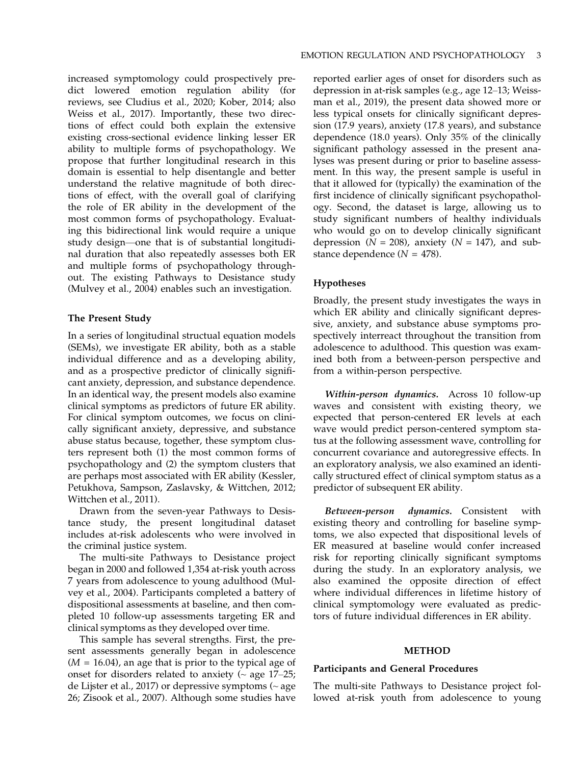increased symptomology could prospectively predict lowered emotion regulation ability (for reviews, see Cludius et al., 2020; Kober, 2014; also Weiss et al., 2017). Importantly, these two directions of effect could both explain the extensive existing cross-sectional evidence linking lesser ER ability to multiple forms of psychopathology. We propose that further longitudinal research in this domain is essential to help disentangle and better understand the relative magnitude of both directions of effect, with the overall goal of clarifying the role of ER ability in the development of the most common forms of psychopathology. Evaluating this bidirectional link would require a unique study design—one that is of substantial longitudinal duration that also repeatedly assesses both ER and multiple forms of psychopathology throughout. The existing Pathways to Desistance study (Mulvey et al., 2004) enables such an investigation.

### The Present Study

In a series of longitudinal structural equation models (SEMs), we investigate ER ability, both as a stable individual difference and as a developing ability, and as a prospective predictor of clinically significant anxiety, depression, and substance dependence. In an identical way, the present models also examine clinical symptoms as predictors of future ER ability. For clinical symptom outcomes, we focus on clinically significant anxiety, depressive, and substance abuse status because, together, these symptom clusters represent both (1) the most common forms of psychopathology and (2) the symptom clusters that are perhaps most associated with ER ability (Kessler, Petukhova, Sampson, Zaslavsky, & Wittchen, 2012; Wittchen et al., 2011).

Drawn from the seven-year Pathways to Desistance study, the present longitudinal dataset includes at-risk adolescents who were involved in the criminal justice system.

The multi-site Pathways to Desistance project began in 2000 and followed 1,354 at-risk youth across 7 years from adolescence to young adulthood (Mulvey et al., 2004). Participants completed a battery of dispositional assessments at baseline, and then completed 10 follow-up assessments targeting ER and clinical symptoms as they developed over time.

This sample has several strengths. First, the present assessments generally began in adolescence ($M$ = 16.04), an age that is prior to the typical age of onset for disorders related to anxiety (~ age 17–25; de Lijster et al., 2017) or depressive symptoms (~ age 26; Zisook et al., 2007). Although some studies have reported earlier ages of onset for disorders such as depression in at-risk samples (e.g., age 12–13; Weissman et al., 2019), the present data showed more or less typical onsets for clinically significant depression (17.9 years), anxiety (17.8 years), and substance dependence (18.0 years). Only 35% of the clinically significant pathology assessed in the present analyses was present during or prior to baseline assessment. In this way, the present sample is useful in that it allowed for (typically) the examination of the first incidence of clinically significant psychopathology. Second, the dataset is large, allowing us to study significant numbers of healthy individuals who would go on to develop clinically significant depression ($N$ = 208), anxiety ($N$ = 147), and substance dependence ($N$ = 478).

### Hypotheses

Broadly, the present study investigates the ways in which ER ability and clinically significant depressive, anxiety, and substance abuse symptoms prospectively interreact throughout the transition from adolescence to adulthood. This question was examined both from a between-person perspective and from a within-person perspective.

***Within-person dynamics.*** Across 10 follow-up waves and consistent with existing theory, we expected that person-centered ER levels at each wave would predict person-centered symptom status at the following assessment wave, controlling for concurrent covariance and autoregressive effects. In an exploratory analysis, we also examined an identically structured effect of clinical symptom status as a predictor of subsequent ER ability.

***Between-person dynamics.*** Consistent with existing theory and controlling for baseline symptoms, we also expected that dispositional levels of ER measured at baseline would confer increased risk for reporting clinically significant symptoms during the study. In an exploratory analysis, we also examined the opposite direction of effect where individual differences in lifetime history of clinical symptomology were evaluated as predictors of future individual differences in ER ability.

## METHOD

### Participants and General Procedures

The multi-site Pathways to Desistance project followed at-risk youth from adolescence to young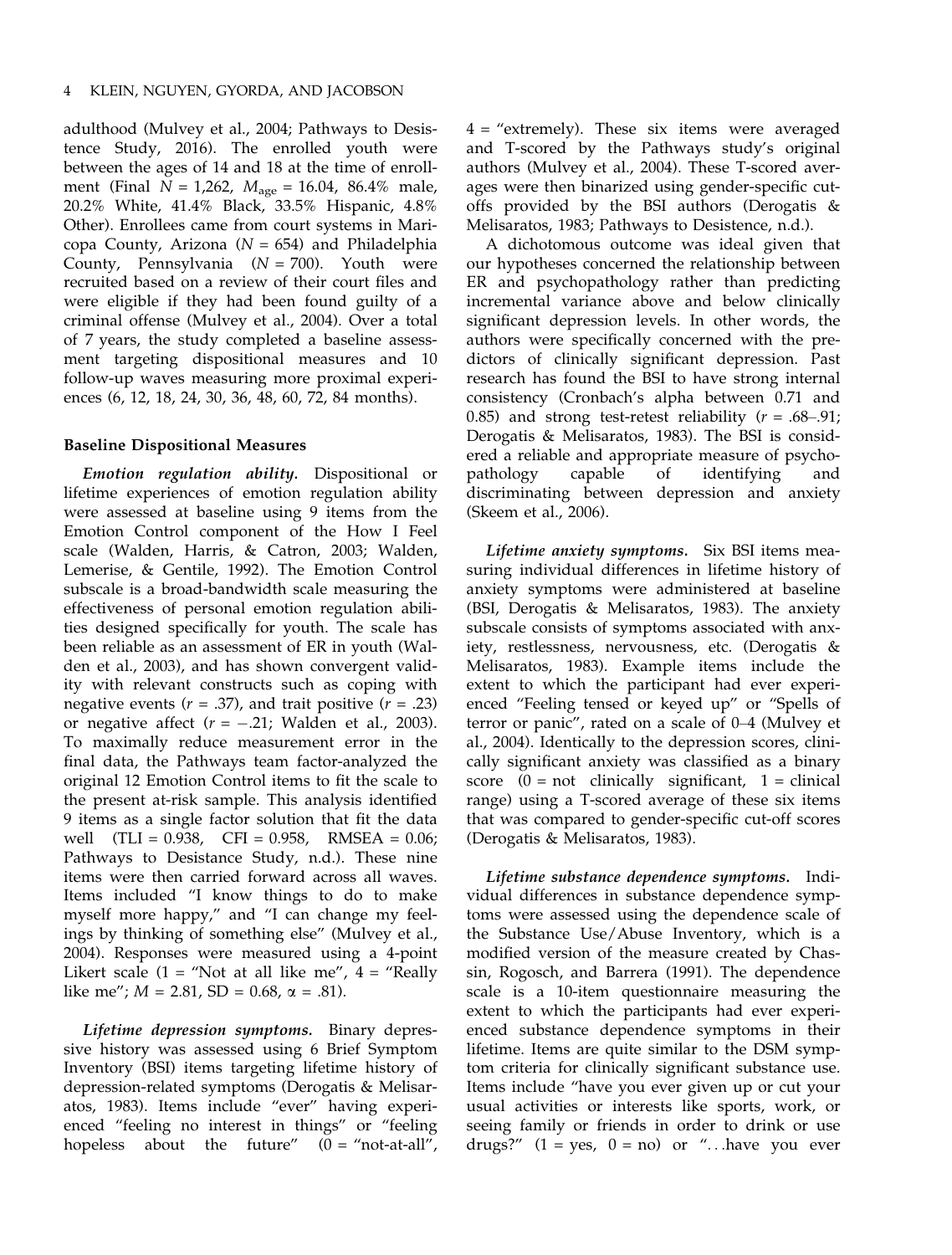adulthood (Mulvey et al., 2004; Pathways to Desistence Study, 2016). The enrolled youth were between the ages of 14 and 18 at the time of enrollment (Final $N$ = 1,262, $M_{\text{age}}$ = 16.04, 86.4% male, 20.2% White, 41.4% Black, 33.5% Hispanic, 4.8% Other). Enrollees came from court systems in Maricopa County, Arizona ($N$ = 654) and Philadelphia County, Pennsylvania ($N$ = 700). Youth were recruited based on a review of their court files and were eligible if they had been found guilty of a criminal offense (Mulvey et al., 2004). Over a total of 7 years, the study completed a baseline assessment targeting dispositional measures and 10 follow-up waves measuring more proximal experiences (6, 12, 18, 24, 30, 36, 48, 60, 72, 84 months).

### Baseline Dispositional Measures

***Emotion regulation ability.*** Dispositional or lifetime experiences of emotion regulation ability were assessed at baseline using 9 items from the Emotion Control component of the How I Feel scale (Walden, Harris, & Catron, 2003; Walden, Lemerise, & Gentile, 1992). The Emotion Control subscale is a broad-bandwidth scale measuring the effectiveness of personal emotion regulation abilities designed specifically for youth. The scale has been reliable as an assessment of ER in youth (Walden et al., 2003), and has shown convergent validity with relevant constructs such as coping with negative events ($r$ = .37), and trait positive ($r$ = .23) or negative affect ($r$ = −.21; Walden et al., 2003). To maximally reduce measurement error in the final data, the Pathways team factor-analyzed the original 12 Emotion Control items to fit the scale to the present at-risk sample. This analysis identified 9 items as a single factor solution that fit the data well (TLI = 0.938, CFI = 0.958, RMSEA = 0.06; Pathways to Desistance Study, n.d.). These nine items were then carried forward across all waves. Items included "I know things to do to make myself more happy," and "I can change my feelings by thinking of something else" (Mulvey et al., 2004). Responses were measured using a 4-point Likert scale (1 = "Not at all like me", 4 = "Really like me"; $M$ = 2.81, SD = 0.68, $\alpha$ = .81).

***Lifetime depression symptoms.*** Binary depressive history was assessed using 6 Brief Symptom Inventory (BSI) items targeting lifetime history of depression-related symptoms (Derogatis & Melisaratos, 1983). Items include "ever" having experienced "feeling no interest in things" or "feeling hopeless about the future" (0 = "not-at-all", 4 = "extremely). These six items were averaged and T-scored by the Pathways study's original authors (Mulvey et al., 2004). These T-scored averages were then binarized using gender-specific cutoffs provided by the BSI authors (Derogatis & Melisaratos, 1983; Pathways to Desistence, n.d.).

A dichotomous outcome was ideal given that our hypotheses concerned the relationship between ER and psychopathology rather than predicting incremental variance above and below clinically significant depression levels. In other words, the authors were specifically concerned with the predictors of clinically significant depression. Past research has found the BSI to have strong internal consistency (Cronbach's alpha between 0.71 and 0.85) and strong test-retest reliability ($r$ = .68–.91; Derogatis & Melisaratos, 1983). The BSI is considered a reliable and appropriate measure of psychopathology capable of identifying and discriminating between depression and anxiety (Skeem et al., 2006).

***Lifetime anxiety symptoms.*** Six BSI items measuring individual differences in lifetime history of anxiety symptoms were administered at baseline (BSI, Derogatis & Melisaratos, 1983). The anxiety subscale consists of symptoms associated with anxiety, restlessness, nervousness, etc. (Derogatis & Melisaratos, 1983). Example items include the extent to which the participant had ever experienced "Feeling tensed or keyed up" or "Spells of terror or panic", rated on a scale of 0–4 (Mulvey et al., 2004). Identically to the depression scores, clinically significant anxiety was classified as a binary score (0 = not clinically significant, 1 = clinical range) using a T-scored average of these six items that was compared to gender-specific cut-off scores (Derogatis & Melisaratos, 1983).

***Lifetime substance dependence symptoms.*** Individual differences in substance dependence symptoms were assessed using the dependence scale of the Substance Use/Abuse Inventory, which is a modified version of the measure created by Chassin, Rogosch, and Barrera (1991). The dependence scale is a 10-item questionnaire measuring the extent to which the participants had ever experienced substance dependence symptoms in their lifetime. Items are quite similar to the DSM symptom criteria for clinically significant substance use. Items include "have you ever given up or cut your usual activities or interests like sports, work, or seeing family or friends in order to drink or use drugs?" (1 = yes, 0 = no) or "...have you ever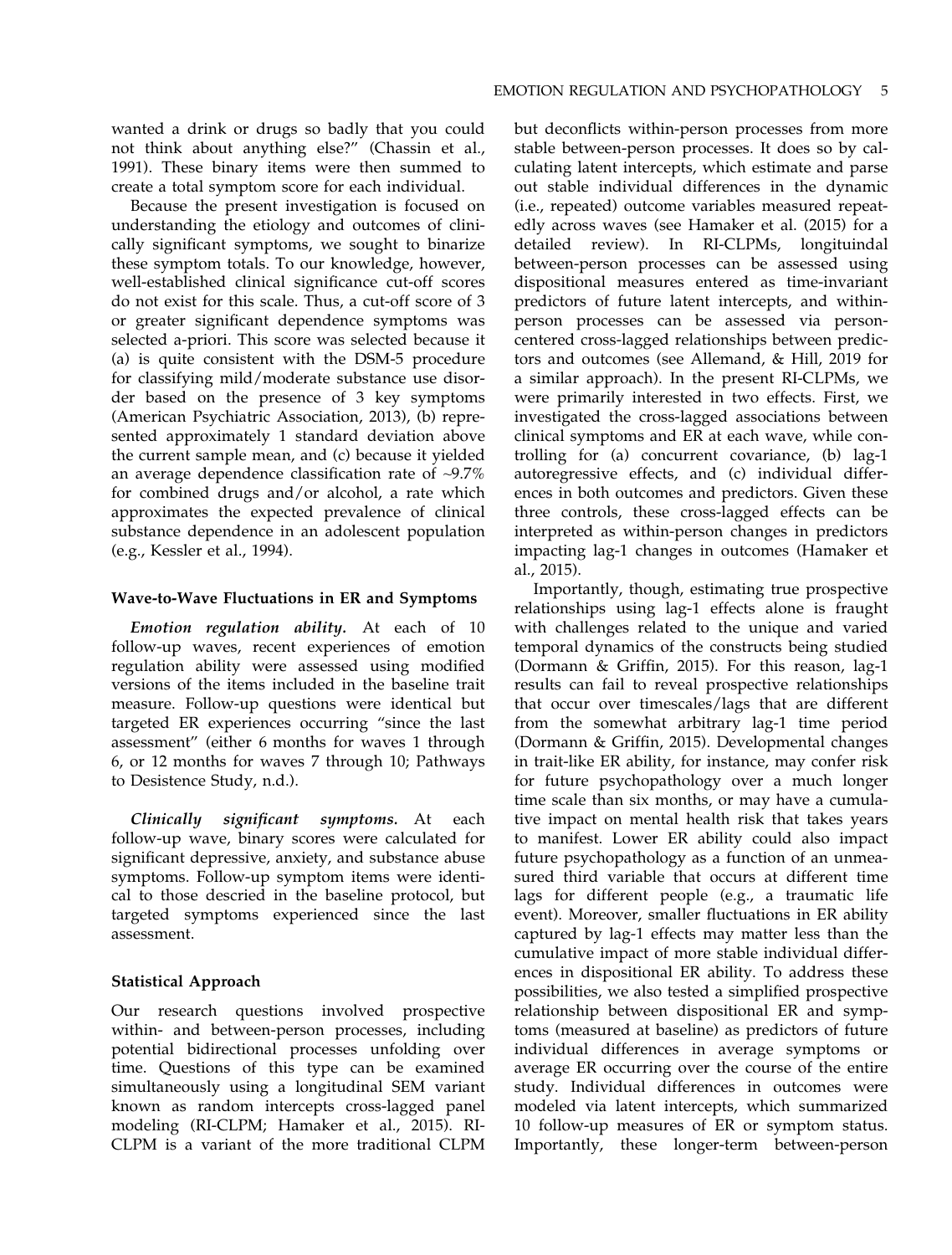wanted a drink or drugs so badly that you could not think about anything else?" (Chassin et al., 1991). These binary items were then summed to create a total symptom score for each individual.

Because the present investigation is focused on understanding the etiology and outcomes of clinically significant symptoms, we sought to binarize these symptom totals. To our knowledge, however, well-established clinical significance cut-off scores do not exist for this scale. Thus, a cut-off score of 3 or greater significant dependence symptoms was selected a-priori. This score was selected because it (a) is quite consistent with the DSM-5 procedure for classifying mild/moderate substance use disorder based on the presence of 3 key symptoms (American Psychiatric Association, 2013), (b) represented approximately 1 standard deviation above the current sample mean, and (c) because it yielded an average dependence classification rate of ~9.7% for combined drugs and/or alcohol, a rate which approximates the expected prevalence of clinical substance dependence in an adolescent population (e.g., Kessler et al., 1994).

### Wave-to-Wave Fluctuations in ER and Symptoms

***Emotion regulation ability.*** At each of 10 follow-up waves, recent experiences of emotion regulation ability were assessed using modified versions of the items included in the baseline trait measure. Follow-up questions were identical but targeted ER experiences occurring "since the last assessment" (either 6 months for waves 1 through 6, or 12 months for waves 7 through 10; Pathways to Desistence Study, n.d.).

***Clinically significant symptoms.*** At each follow-up wave, binary scores were calculated for significant depressive, anxiety, and substance abuse symptoms. Follow-up symptom items were identical to those descried in the baseline protocol, but targeted symptoms experienced since the last assessment.

### Statistical Approach

Our research questions involved prospective within- and between-person processes, including potential bidirectional processes unfolding over time. Questions of this type can be examined simultaneously using a longitudinal SEM variant known as random intercepts cross-lagged panel modeling (RI-CLPM; Hamaker et al., 2015). RI-CLPM is a variant of the more traditional CLPM but deconflicts within-person processes from more stable between-person processes. It does so by calculating latent intercepts, which estimate and parse out stable individual differences in the dynamic (i.e., repeated) outcome variables measured repeatedly across waves (see Hamaker et al. (2015) for a detailed review). In RI-CLPMs, longituindal between-person processes can be assessed using dispositional measures entered as time-invariant predictors of future latent intercepts, and within-person processes can be assessed via person-centered cross-lagged relationships between predictors and outcomes (see Allemand, & Hill, 2019 for a similar approach). In the present RI-CLPMs, we were primarily interested in two effects. First, we investigated the cross-lagged associations between clinical symptoms and ER at each wave, while controlling for (a) concurrent covariance, (b) lag-1 autoregressive effects, and (c) individual differences in both outcomes and predictors. Given these three controls, these cross-lagged effects can be interpreted as within-person changes in predictors impacting lag-1 changes in outcomes (Hamaker et al., 2015).

Importantly, though, estimating true prospective relationships using lag-1 effects alone is fraught with challenges related to the unique and varied temporal dynamics of the constructs being studied (Dormann & Griffin, 2015). For this reason, lag-1 results can fail to reveal prospective relationships that occur over timescales/lags that are different from the somewhat arbitrary lag-1 time period (Dormann & Griffin, 2015). Developmental changes in trait-like ER ability, for instance, may confer risk for future psychopathology over a much longer time scale than six months, or may have a cumulative impact on mental health risk that takes years to manifest. Lower ER ability could also impact future psychopathology as a function of an unmeasured third variable that occurs at different time lags for different people (e.g., a traumatic life event). Moreover, smaller fluctuations in ER ability captured by lag-1 effects may matter less than the cumulative impact of more stable individual differences in dispositional ER ability. To address these possibilities, we also tested a simplified prospective relationship between dispositional ER and symptoms (measured at baseline) as predictors of future individual differences in average symptoms or average ER occurring over the course of the entire study. Individual differences in outcomes were modeled via latent intercepts, which summarized 10 follow-up measures of ER or symptom status. Importantly, these longer-term between-person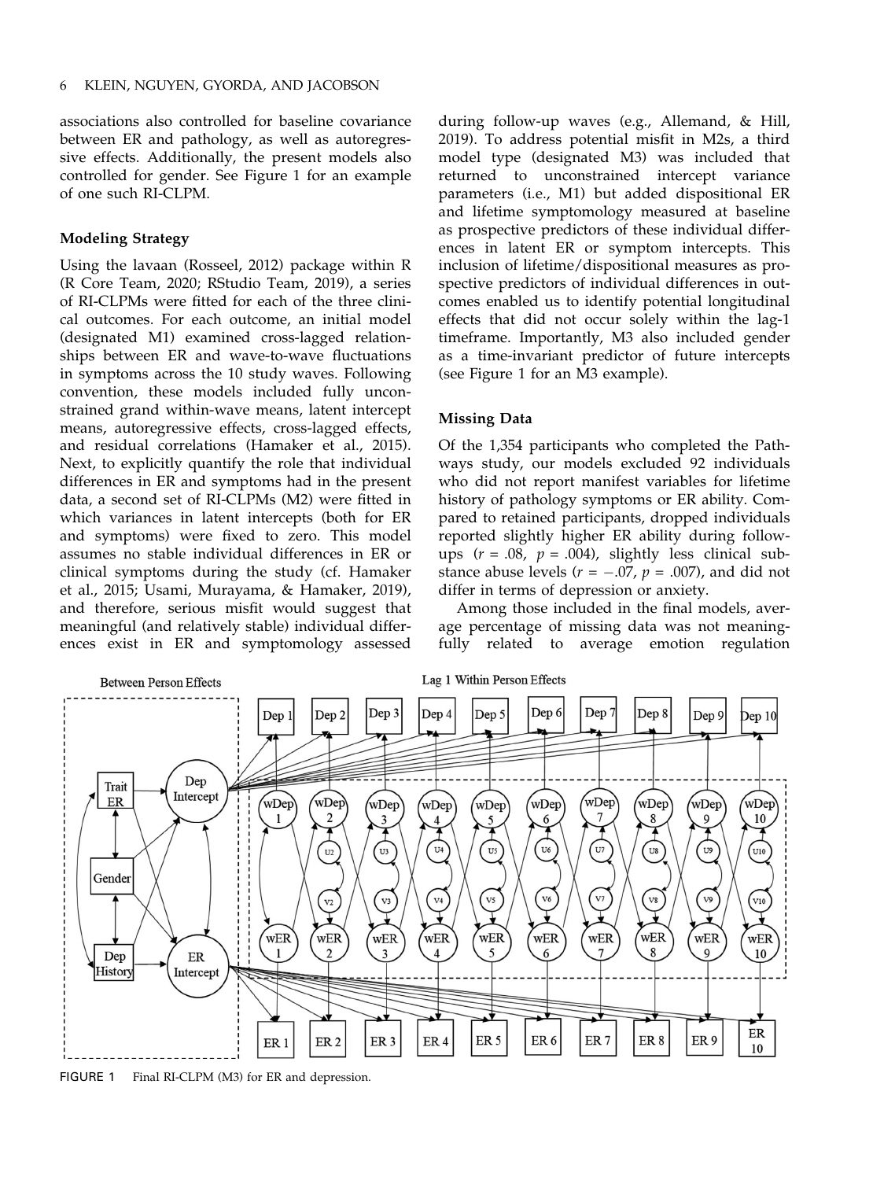associations also controlled for baseline covariance between ER and pathology, as well as autoregressive effects. Additionally, the present models also controlled for gender. See Figure 1 for an example of one such RI-CLPM.

### Modeling Strategy

Using the lavaan (Rosseel, 2012) package within R (R Core Team, 2020; RStudio Team, 2019), a series of RI-CLPMs were fitted for each of the three clinical outcomes. For each outcome, an initial model (designated M1) examined cross-lagged relationships between ER and wave-to-wave fluctuations in symptoms across the 10 study waves. Following convention, these models included fully unconstrained grand within-wave means, latent intercept means, autoregressive effects, cross-lagged effects, and residual correlations (Hamaker et al., 2015). Next, to explicitly quantify the role that individual differences in ER and symptoms had in the present data, a second set of RI-CLPMs (M2) were fitted in which variances in latent intercepts (both for ER and symptoms) were fixed to zero. This model assumes no stable individual differences in ER or clinical symptoms during the study (cf. Hamaker et al., 2015; Usami, Murayama, & Hamaker, 2019), and therefore, serious misfit would suggest that meaningful (and relatively stable) individual differences exist in ER and symptomology assessed during follow-up waves (e.g., Allemand, & Hill, 2019). To address potential misfit in M2s, a third model type (designated M3) was included that returned to unconstrained intercept variance parameters (i.e., M1) but added dispositional ER and lifetime symptomology measured at baseline as prospective predictors of these individual differences in latent ER or symptom intercepts. This inclusion of lifetime/dispositional measures as prospective predictors of individual differences in outcomes enabled us to identify potential longitudinal effects that did not occur solely within the lag-1 timeframe. Importantly, M3 also included gender as a time-invariant predictor of future intercepts (see Figure 1 for an M3 example).

### Missing Data

Of the 1,354 participants who completed the Pathways study, our models excluded 92 individuals who did not report manifest variables for lifetime history of pathology symptoms or ER ability. Compared to retained participants, dropped individuals reported slightly higher ER ability during follow-ups ($r = .08$, $p = .004$), slightly less clinical substance abuse levels ($r = -.07$, $p = .007$), and did not differ in terms of depression or anxiety.

Among those included in the final models, average percentage of missing data was not meaningfully related to average emotion regulation

FIGURE 1 Final RI-CLPM (M3) for ER and depression.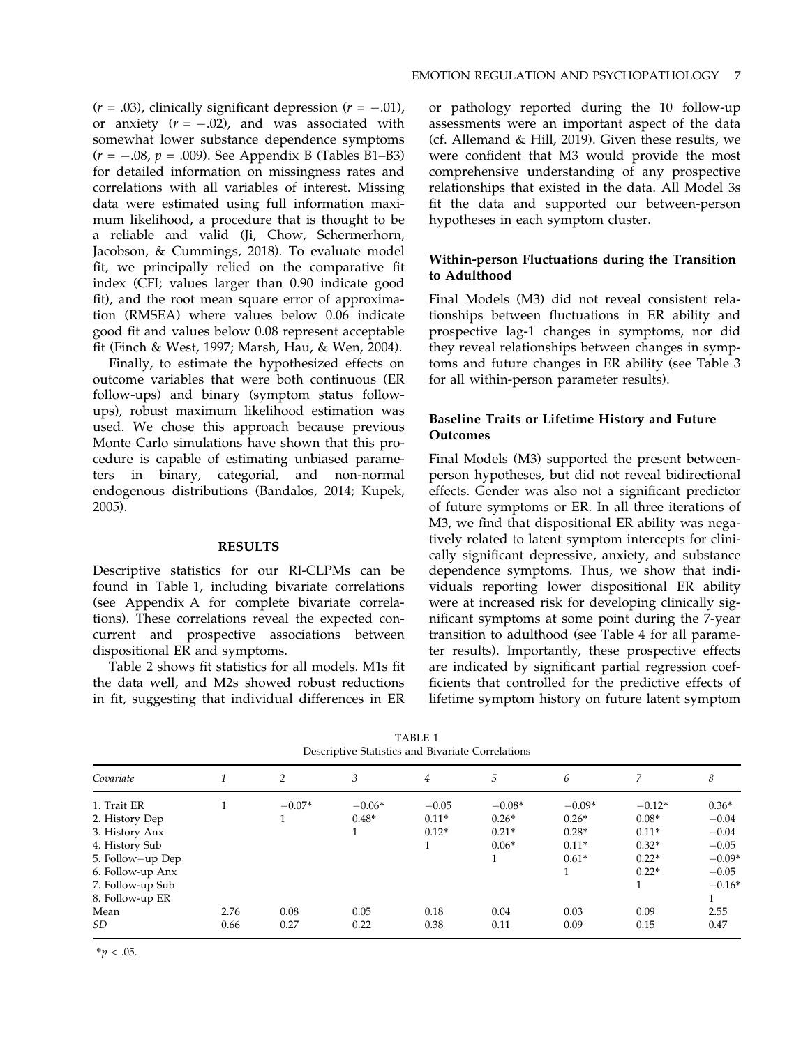($r$ = .03), clinically significant depression ($r$ = −.01), or anxiety ($r$ = −.02), and was associated with somewhat lower substance dependence symptoms ($r$ = −.08, $p$ = .009). See Appendix B (Tables B1–B3) for detailed information on missingness rates and correlations with all variables of interest. Missing data were estimated using full information maximum likelihood, a procedure that is thought to be a reliable and valid (Ji, Chow, Schermerhorn, Jacobson, & Cummings, 2018). To evaluate model fit, we principally relied on the comparative fit index (CFI; values larger than 0.90 indicate good fit), and the root mean square error of approximation (RMSEA) where values below 0.06 indicate good fit and values below 0.08 represent acceptable fit (Finch & West, 1997; Marsh, Hau, & Wen, 2004).

Finally, to estimate the hypothesized effects on outcome variables that were both continuous (ER follow-ups) and binary (symptom status follow-ups), robust maximum likelihood estimation was used. We chose this approach because previous Monte Carlo simulations have shown that this procedure is capable of estimating unbiased parameters in binary, categorial, and non-normal endogenous distributions (Bandalos, 2014; Kupek, 2005).

## RESULTS

Descriptive statistics for our RI-CLPMs can be found in Table 1, including bivariate correlations (see Appendix A for complete bivariate correlations). These correlations reveal the expected concurrent and prospective associations between dispositional ER and symptoms.

Table 2 shows fit statistics for all models. M1s fit the data well, and M2s showed robust reductions in fit, suggesting that individual differences in ER or pathology reported during the 10 follow-up assessments were an important aspect of the data (cf. Allemand & Hill, 2019). Given these results, we were confident that M3 would provide the most comprehensive understanding of any prospective relationships that existed in the data. All Model 3s fit the data and supported our between-person hypotheses in each symptom cluster.

### Within-person Fluctuations during the Transition to Adulthood

Final Models (M3) did not reveal consistent relationships between fluctuations in ER ability and prospective lag-1 changes in symptoms, nor did they reveal relationships between changes in symptoms and future changes in ER ability (see Table 3 for all within-person parameter results).

### Baseline Traits or Lifetime History and Future Outcomes

Final Models (M3) supported the present between-person hypotheses, but did not reveal bidirectional effects. Gender was also not a significant predictor of future symptoms or ER. In all three iterations of M3, we find that dispositional ER ability was negatively related to latent symptom intercepts for clinically significant depressive, anxiety, and substance dependence symptoms. Thus, we show that individuals reporting lower dispositional ER ability were at increased risk for developing clinically significant symptoms at some point during the 7-year transition to adulthood (see Table 4 for all parameter results). Importantly, these prospective effects are indicated by significant partial regression coefficients that controlled for the predictive effects of lifetime symptom history on future latent symptom

TABLE 1
Descriptive Statistics and Bivariate Correlations

| *Covariate* | *1* | *2* | *3* | *4* | *5* | *6* | *7* | *8* |
|---|---|---|---|---|---|---|---|---|
| 1. Trait ER | 1 | −0.07* | −0.06* | −0.05 | −0.08* | −0.09* | −0.12* | 0.36* |
| 2. History Dep | | 1 | 0.48* | 0.11* | 0.26* | 0.26* | 0.08* | −0.04 |
| 3. History Anx | | | 1 | 0.12* | 0.21* | 0.28* | 0.11* | −0.04 |
| 4. History Sub | | | | 1 | 0.06* | 0.11* | 0.32* | −0.05 |
| 5. Follow−up Dep | | | | | 1 | 0.61* | 0.22* | −0.09* |
| 6. Follow-up Anx | | | | | | 1 | 0.22* | −0.05 |
| 7. Follow-up Sub | | | | | | | 1 | −0.16* |
| 8. Follow-up ER | | | | | | | | 1 |
| Mean | 2.76 | 0.08 | 0.05 | 0.18 | 0.04 | 0.03 | 0.09 | 2.55 |
| *SD* | 0.66 | 0.27 | 0.22 | 0.38 | 0.11 | 0.09 | 0.15 | 0.47 |

*$p$ < .05.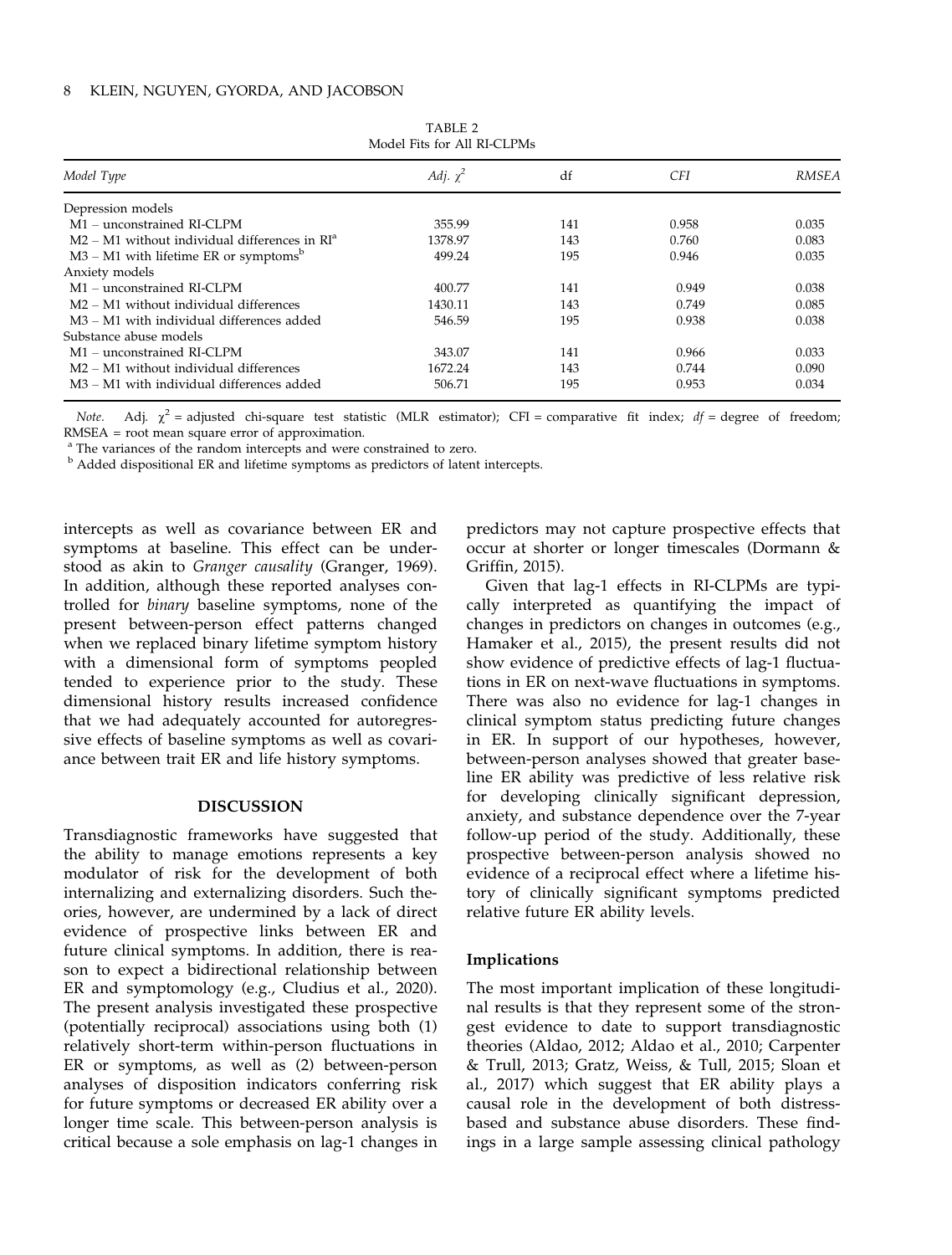TABLE 2
Model Fits for All RI-CLPMs

| *Model Type* | *Adj. $\chi^2$* | df | *CFI* | *RMSEA* |
|---|---|---|---|---|
| Depression models | | | | |
| M1 – unconstrained RI-CLPM | 355.99 | 141 | 0.958 | 0.035 |
| M2 – M1 without individual differences in RI[a] | 1378.97 | 143 | 0.760 | 0.083 |
| M3 – M1 with lifetime ER or symptoms[b] | 499.24 | 195 | 0.946 | 0.035 |
| Anxiety models | | | | |
| M1 – unconstrained RI-CLPM | 400.77 | 141 | 0.949 | 0.038 |
| M2 – M1 without individual differences | 1430.11 | 143 | 0.749 | 0.085 |
| M3 – M1 with individual differences added | 546.59 | 195 | 0.938 | 0.038 |
| Substance abuse models | | | | |
| M1 – unconstrained RI-CLPM | 343.07 | 141 | 0.966 | 0.033 |
| M2 – M1 without individual differences | 1672.24 | 143 | 0.744 | 0.090 |
| M3 – M1 with individual differences added | 506.71 | 195 | 0.953 | 0.034 |

*Note.* Adj. $\chi^2$ = adjusted chi-square test statistic (MLR estimator); CFI = comparative fit index; *df* = degree of freedom; RMSEA = root mean square error of approximation.

[a] The variances of the random intercepts and were constrained to zero.

[b] Added dispositional ER and lifetime symptoms as predictors of latent intercepts.

intercepts as well as covariance between ER and symptoms at baseline. This effect can be understood as akin to *Granger causality* (Granger, 1969). In addition, although these reported analyses controlled for *binary* baseline symptoms, none of the present between-person effect patterns changed when we replaced binary lifetime symptom history with a dimensional form of symptoms peopled tended to experience prior to the study. These dimensional history results increased confidence that we had adequately accounted for autoregressive effects of baseline symptoms as well as covariance between trait ER and life history symptoms.

## DISCUSSION

Transdiagnostic frameworks have suggested that the ability to manage emotions represents a key modulator of risk for the development of both internalizing and externalizing disorders. Such theories, however, are undermined by a lack of direct evidence of prospective links between ER and future clinical symptoms. In addition, there is reason to expect a bidirectional relationship between ER and symptomology (e.g., Cludius et al., 2020). The present analysis investigated these prospective (potentially reciprocal) associations using both (1) relatively short-term within-person fluctuations in ER or symptoms, as well as (2) between-person analyses of disposition indicators conferring risk for future symptoms or decreased ER ability over a longer time scale. This between-person analysis is critical because a sole emphasis on lag-1 changes in predictors may not capture prospective effects that occur at shorter or longer timescales (Dormann & Griffin, 2015).

Given that lag-1 effects in RI-CLPMs are typically interpreted as quantifying the impact of changes in predictors on changes in outcomes (e.g., Hamaker et al., 2015), the present results did not show evidence of predictive effects of lag-1 fluctuations in ER on next-wave fluctuations in symptoms. There was also no evidence for lag-1 changes in clinical symptom status predicting future changes in ER. In support of our hypotheses, however, between-person analyses showed that greater baseline ER ability was predictive of less relative risk for developing clinically significant depression, anxiety, and substance dependence over the 7-year follow-up period of the study. Additionally, these prospective between-person analysis showed no evidence of a reciprocal effect where a lifetime history of clinically significant symptoms predicted relative future ER ability levels.

### Implications

The most important implication of these longitudinal results is that they represent some of the strongest evidence to date to support transdiagnostic theories (Aldao, 2012; Aldao et al., 2010; Carpenter & Trull, 2013; Gratz, Weiss, & Tull, 2015; Sloan et al., 2017) which suggest that ER ability plays a causal role in the development of both distress-based and substance abuse disorders. These findings in a large sample assessing clinical pathology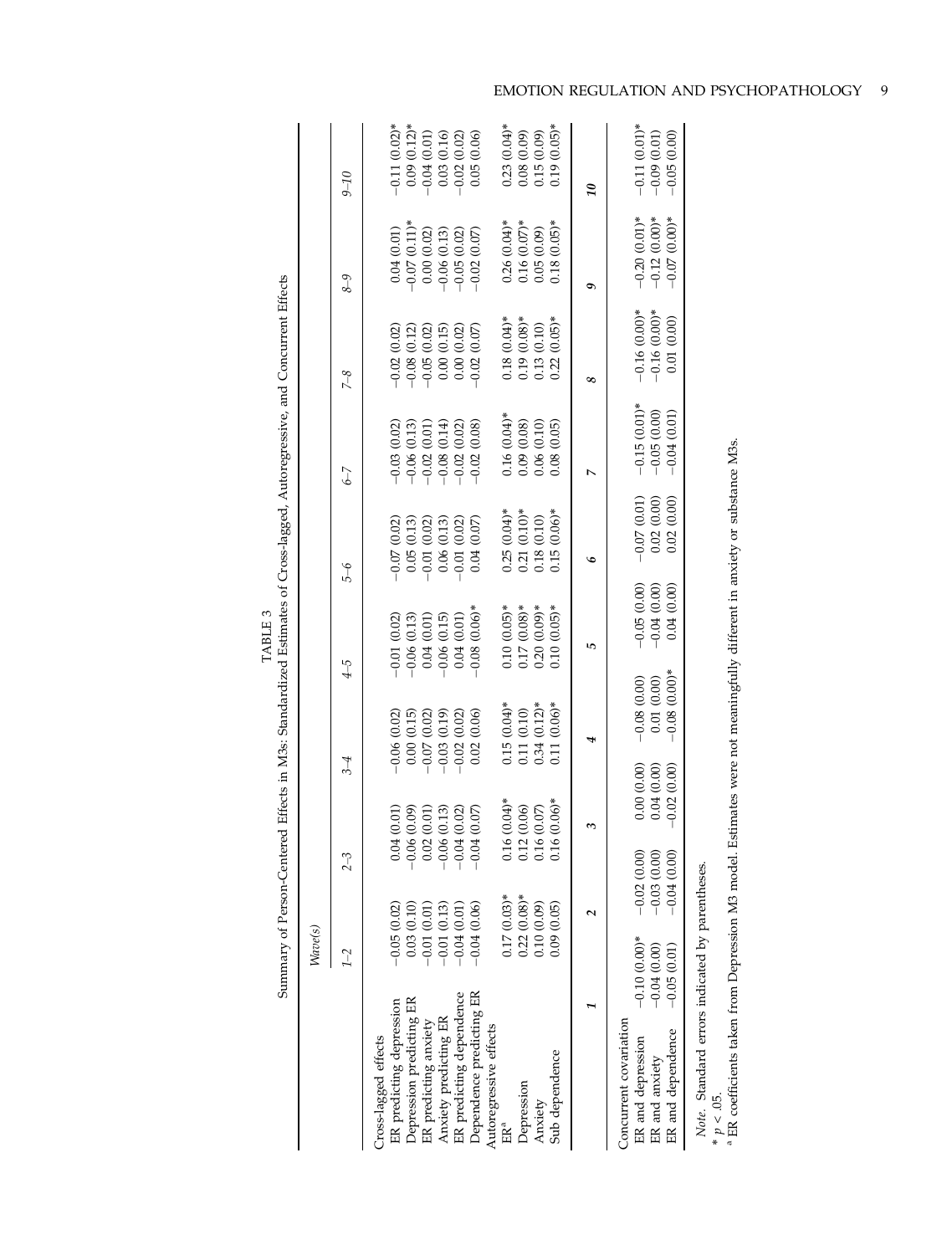TABLE 3

Summary of Person-Centered Effects in M3s: Standardized Estimates of Cross-lagged, Autoregressive, and Concurrent Effects

| | Wave(s) | | | | | | | | |
|---|---|---|---|---|---|---|---|---|---|
| | 1–2 | 2–3 | 3–4 | 4–5 | 5–6 | 6–7 | 7–8 | 8–9 | 9–10 |
| Cross-lagged effects | | | | | | | | | |
| ER predicting depression | −0.05 (0.02) | 0.04 (0.01) | −0.06 (0.02) | −0.01 (0.02) | −0.07 (0.02) | −0.03 (0.02) | −0.02 (0.02) | 0.04 (0.01) | −0.11 (0.02)* |
| Depression predicting ER | 0.03 (0.10) | −0.06 (0.09) | 0.00 (0.15) | −0.06 (0.13) | 0.05 (0.13) | −0.06 (0.13) | −0.08 (0.12) | −0.07 (0.11)* | 0.09 (0.12)* |
| ER predicting anxiety | −0.01 (0.01) | 0.02 (0.01) | −0.07 (0.02) | 0.04 (0.01) | −0.01 (0.02) | −0.02 (0.01) | −0.05 (0.02) | 0.00 (0.02) | −0.04 (0.01) |
| Anxiety predicting ER | −0.01 (0.13) | −0.06 (0.13) | −0.03 (0.19) | −0.06 (0.15) | 0.06 (0.13) | −0.08 (0.14) | 0.00 (0.15) | −0.06 (0.13) | 0.03 (0.16) |
| ER predicting dependence | −0.04 (0.01) | −0.04 (0.02) | −0.02 (0.02) | 0.04 (0.01) | −0.01 (0.02) | −0.02 (0.02) | 0.00 (0.02) | −0.05 (0.02) | −0.02 (0.02) |
| Dependence predicting ER | −0.04 (0.06) | −0.04 (0.07) | 0.02 (0.06) | −0.08 (0.06)* | 0.04 (0.07) | −0.02 (0.08) | −0.02 (0.07) | −0.02 (0.07) | 0.05 (0.06) |
| Autoregressive effects | | | | | | | | | |
| ER[a] | 0.17 (0.03)* | 0.16 (0.04)* | 0.15 (0.04)* | 0.10 (0.05)* | 0.25 (0.04)* | 0.16 (0.04)* | 0.18 (0.04)* | 0.26 (0.04)* | 0.23 (0.04)* |
| Depression | 0.22 (0.08)* | 0.12 (0.06) | 0.11 (0.10) | 0.17 (0.08)* | 0.21 (0.10)* | 0.09 (0.08) | 0.19 (0.08)* | 0.16 (0.07)* | 0.08 (0.09) |
| Anxiety | 0.10 (0.09) | 0.16 (0.07) | 0.34 (0.12)* | 0.20 (0.09)* | 0.18 (0.10) | 0.06 (0.10) | 0.13 (0.10) | 0.05 (0.09) | 0.15 (0.09) |
| Sub dependence | 0.09 (0.05) | 0.16 (0.06)* | 0.11 (0.06)* | 0.10 (0.05)* | 0.15 (0.06)* | 0.08 (0.05) | 0.22 (0.05)* | 0.18 (0.05)* | 0.19 (0.05)* |

| | 1 | 2 | 3 | 4 | 5 | 6 | 7 | 8 | 9 | 10 |
|---|---|---|---|---|---|---|---|---|---|---|
| Concurrent covariation | | | | | | | | | | |
| ER and depression | −0.10 (0.00)* | −0.02 (0.00) | 0.00 (0.00) | −0.08 (0.00) | −0.05 (0.00) | −0.07 (0.01) | −0.15 (0.01)* | −0.16 (0.00)* | −0.20 (0.01)* | −0.11 (0.01)* |
| ER and anxiety | −0.04 (0.00) | −0.03 (0.00) | 0.04 (0.00) | 0.01 (0.00) | −0.04 (0.00) | 0.02 (0.00) | −0.05 (0.00) | −0.16 (0.00)* | −0.12 (0.00)* | −0.09 (0.01) |
| ER and dependence | −0.05 (0.01) | −0.04 (0.00) | −0.02 (0.00) | −0.08 (0.00)* | 0.04 (0.00) | 0.02 (0.00) | −0.04 (0.01) | 0.01 (0.00) | −0.07 (0.00)* | −0.05 (0.00) |

*Note*. Standard errors indicated by parentheses.

* $p < .05$.

[a] ER coefficients taken from Depression M3 model. Estimates were not meaningfully different in anxiety or substance M3s.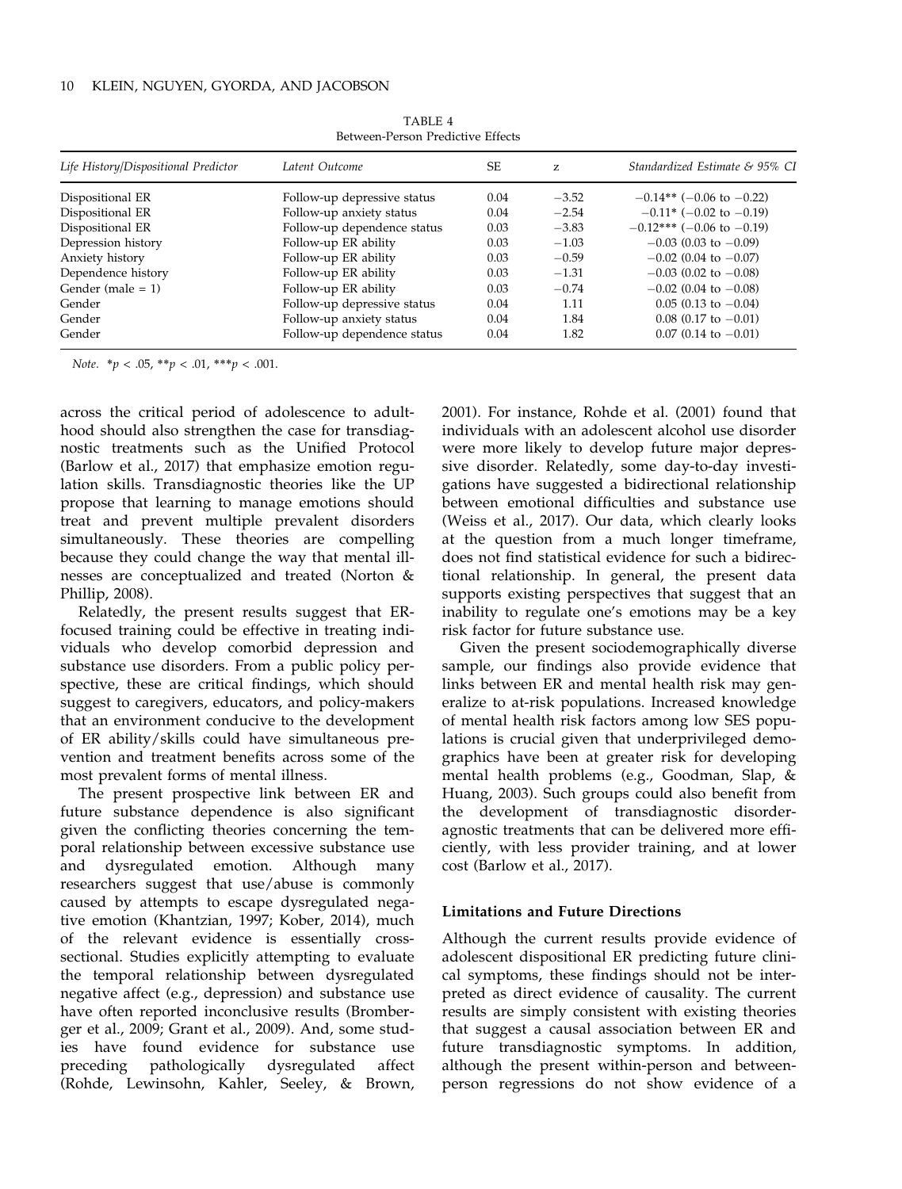TABLE 4
Between-Person Predictive Effects

| *Life History/Dispositional Predictor* | *Latent Outcome* | SE | z | *Standardized Estimate & 95% CI* |
|---|---|---|---|---|
| Dispositional ER | Follow-up depressive status | 0.04 | −3.52 | −0.14** (−0.06 to −0.22) |
| Dispositional ER | Follow-up anxiety status | 0.04 | −2.54 | −0.11* (−0.02 to −0.19) |
| Dispositional ER | Follow-up dependence status | 0.03 | −3.83 | −0.12*** (−0.06 to −0.19) |
| Depression history | Follow-up ER ability | 0.03 | −1.03 | −0.03 (0.03 to −0.09) |
| Anxiety history | Follow-up ER ability | 0.03 | −0.59 | −0.02 (0.04 to −0.07) |
| Dependence history | Follow-up ER ability | 0.03 | −1.31 | −0.03 (0.02 to −0.08) |
| Gender (male = 1) | Follow-up ER ability | 0.03 | −0.74 | −0.02 (0.04 to −0.08) |
| Gender | Follow-up depressive status | 0.04 | 1.11 | 0.05 (0.13 to −0.04) |
| Gender | Follow-up anxiety status | 0.04 | 1.84 | 0.08 (0.17 to −0.01) |
| Gender | Follow-up dependence status | 0.04 | 1.82 | 0.07 (0.14 to −0.01) |

*Note.* *$p < .05$, **$p < .01$, ***$p < .001$.

across the critical period of adolescence to adulthood should also strengthen the case for transdiagnostic treatments such as the Unified Protocol (Barlow et al., 2017) that emphasize emotion regulation skills. Transdiagnostic theories like the UP propose that learning to manage emotions should treat and prevent multiple prevalent disorders simultaneously. These theories are compelling because they could change the way that mental illnesses are conceptualized and treated (Norton & Phillip, 2008).

Relatedly, the present results suggest that ER-focused training could be effective in treating individuals who develop comorbid depression and substance use disorders. From a public policy perspective, these are critical findings, which should suggest to caregivers, educators, and policy-makers that an environment conducive to the development of ER ability/skills could have simultaneous prevention and treatment benefits across some of the most prevalent forms of mental illness.

The present prospective link between ER and future substance dependence is also significant given the conflicting theories concerning the temporal relationship between excessive substance use and dysregulated emotion. Although many researchers suggest that use/abuse is commonly caused by attempts to escape dysregulated negative emotion (Khantzian, 1997; Kober, 2014), much of the relevant evidence is essentially cross-sectional. Studies explicitly attempting to evaluate the temporal relationship between dysregulated negative affect (e.g., depression) and substance use have often reported inconclusive results (Bromberger et al., 2009; Grant et al., 2009). And, some studies have found evidence for substance use preceding pathologically dysregulated affect (Rohde, Lewinsohn, Kahler, Seeley, & Brown, 2001). For instance, Rohde et al. (2001) found that individuals with an adolescent alcohol use disorder were more likely to develop future major depressive disorder. Relatedly, some day-to-day investigations have suggested a bidirectional relationship between emotional difficulties and substance use (Weiss et al., 2017). Our data, which clearly looks at the question from a much longer timeframe, does not find statistical evidence for such a bidirectional relationship. In general, the present data supports existing perspectives that suggest that an inability to regulate one's emotions may be a key risk factor for future substance use.

Given the present sociodemographically diverse sample, our findings also provide evidence that links between ER and mental health risk may generalize to at-risk populations. Increased knowledge of mental health risk factors among low SES populations is crucial given that underprivileged demographics have been at greater risk for developing mental health problems (e.g., Goodman, Slap, & Huang, 2003). Such groups could also benefit from the development of transdiagnostic disorder-agnostic treatments that can be delivered more efficiently, with less provider training, and at lower cost (Barlow et al., 2017).

### Limitations and Future Directions

Although the current results provide evidence of adolescent dispositional ER predicting future clinical symptoms, these findings should not be interpreted as direct evidence of causality. The current results are simply consistent with existing theories that suggest a causal association between ER and future transdiagnostic symptoms. In addition, although the present within-person and between-person regressions do not show evidence of a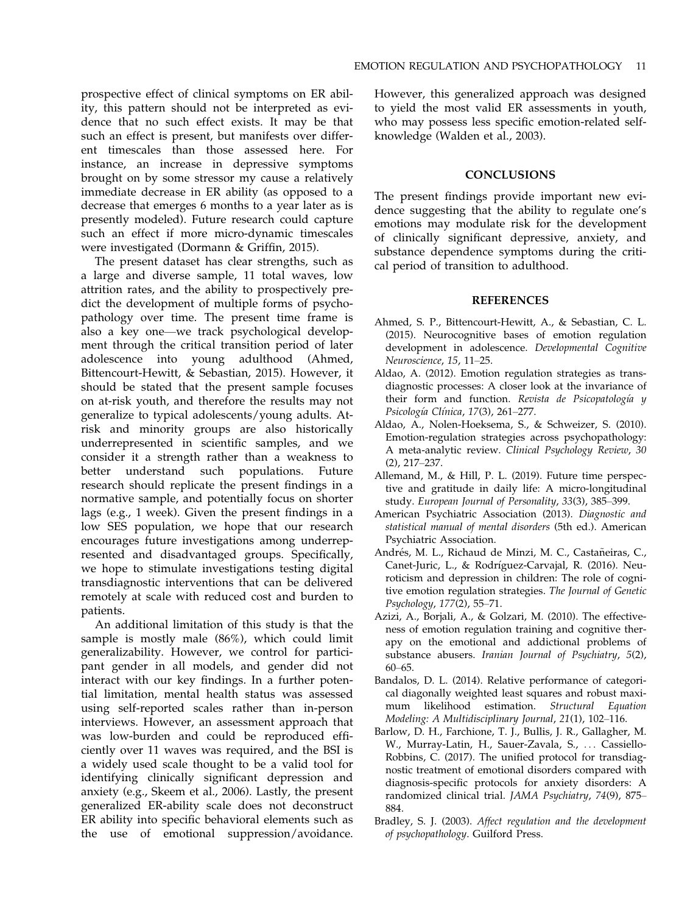prospective effect of clinical symptoms on ER ability, this pattern should not be interpreted as evidence that no such effect exists. It may be that such an effect is present, but manifests over different timescales than those assessed here. For instance, an increase in depressive symptoms brought on by some stressor my cause a relatively immediate decrease in ER ability (as opposed to a decrease that emerges 6 months to a year later as is presently modeled). Future research could capture such an effect if more micro-dynamic timescales were investigated (Dormann & Griffin, 2015).

The present dataset has clear strengths, such as a large and diverse sample, 11 total waves, low attrition rates, and the ability to prospectively predict the development of multiple forms of psychopathology over time. The present time frame is also a key one—we track psychological development through the critical transition period of later adolescence into young adulthood (Ahmed, Bittencourt-Hewitt, & Sebastian, 2015). However, it should be stated that the present sample focuses on at-risk youth, and therefore the results may not generalize to typical adolescents/young adults. At-risk and minority groups are also historically underrepresented in scientific samples, and we consider it a strength rather than a weakness to better understand such populations. Future research should replicate the present findings in a normative sample, and potentially focus on shorter lags (e.g., 1 week). Given the present findings in a low SES population, we hope that our research encourages future investigations among underrepresented and disadvantaged groups. Specifically, we hope to stimulate investigations testing digital transdiagnostic interventions that can be delivered remotely at scale with reduced cost and burden to patients.

An additional limitation of this study is that the sample is mostly male (86%), which could limit generalizability. However, we control for participant gender in all models, and gender did not interact with our key findings. In a further potential limitation, mental health status was assessed using self-reported scales rather than in-person interviews. However, an assessment approach that was low-burden and could be reproduced efficiently over 11 waves was required, and the BSI is a widely used scale thought to be a valid tool for identifying clinically significant depression and anxiety (e.g., Skeem et al., 2006). Lastly, the present generalized ER-ability scale does not deconstruct ER ability into specific behavioral elements such as the use of emotional suppression/avoidance. However, this generalized approach was designed to yield the most valid ER assessments in youth, who may possess less specific emotion-related self-knowledge (Walden et al., 2003).

## CONCLUSIONS

The present findings provide important new evidence suggesting that the ability to regulate one's emotions may modulate risk for the development of clinically significant depressive, anxiety, and substance dependence symptoms during the critical period of transition to adulthood.

## REFERENCES

Ahmed, S. P., Bittencourt-Hewitt, A., & Sebastian, C. L. (2015). Neurocognitive bases of emotion regulation development in adolescence. *Developmental Cognitive Neuroscience*, *15*, 11–25.

Aldao, A. (2012). Emotion regulation strategies as transdiagnostic processes: A closer look at the invariance of their form and function. *Revista de Psicopatología y Psicología Clínica*, *17*(3), 261–277.

Aldao, A., Nolen-Hoeksema, S., & Schweizer, S. (2010). Emotion-regulation strategies across psychopathology: A meta-analytic review. *Clinical Psychology Review*, *30* (2), 217–237.

Allemand, M., & Hill, P. L. (2019). Future time perspective and gratitude in daily life: A micro-longitudinal study. *European Journal of Personality*, *33*(3), 385–399.

American Psychiatric Association (2013). *Diagnostic and statistical manual of mental disorders* (5th ed.). American Psychiatric Association.

Andrés, M. L., Richaud de Minzi, M. C., Castañeiras, C., Canet-Juric, L., & Rodríguez-Carvajal, R. (2016). Neuroticism and depression in children: The role of cognitive emotion regulation strategies. *The Journal of Genetic Psychology*, *177*(2), 55–71.

Azizi, A., Borjali, A., & Golzari, M. (2010). The effectiveness of emotion regulation training and cognitive therapy on the emotional and addictional problems of substance abusers. *Iranian Journal of Psychiatry*, *5*(2), 60–65.

Bandalos, D. L. (2014). Relative performance of categorical diagonally weighted least squares and robust maximum likelihood estimation. *Structural Equation Modeling: A Multidisciplinary Journal*, *21*(1), 102–116.

Barlow, D. H., Farchione, T. J., Bullis, J. R., Gallagher, M. W., Murray-Latin, H., Sauer-Zavala, S., ... Cassiello-Robbins, C. (2017). The unified protocol for transdiagnostic treatment of emotional disorders compared with diagnosis-specific protocols for anxiety disorders: A randomized clinical trial. *JAMA Psychiatry*, *74*(9), 875–884.

Bradley, S. J. (2003). *Affect regulation and the development of psychopathology*. Guilford Press.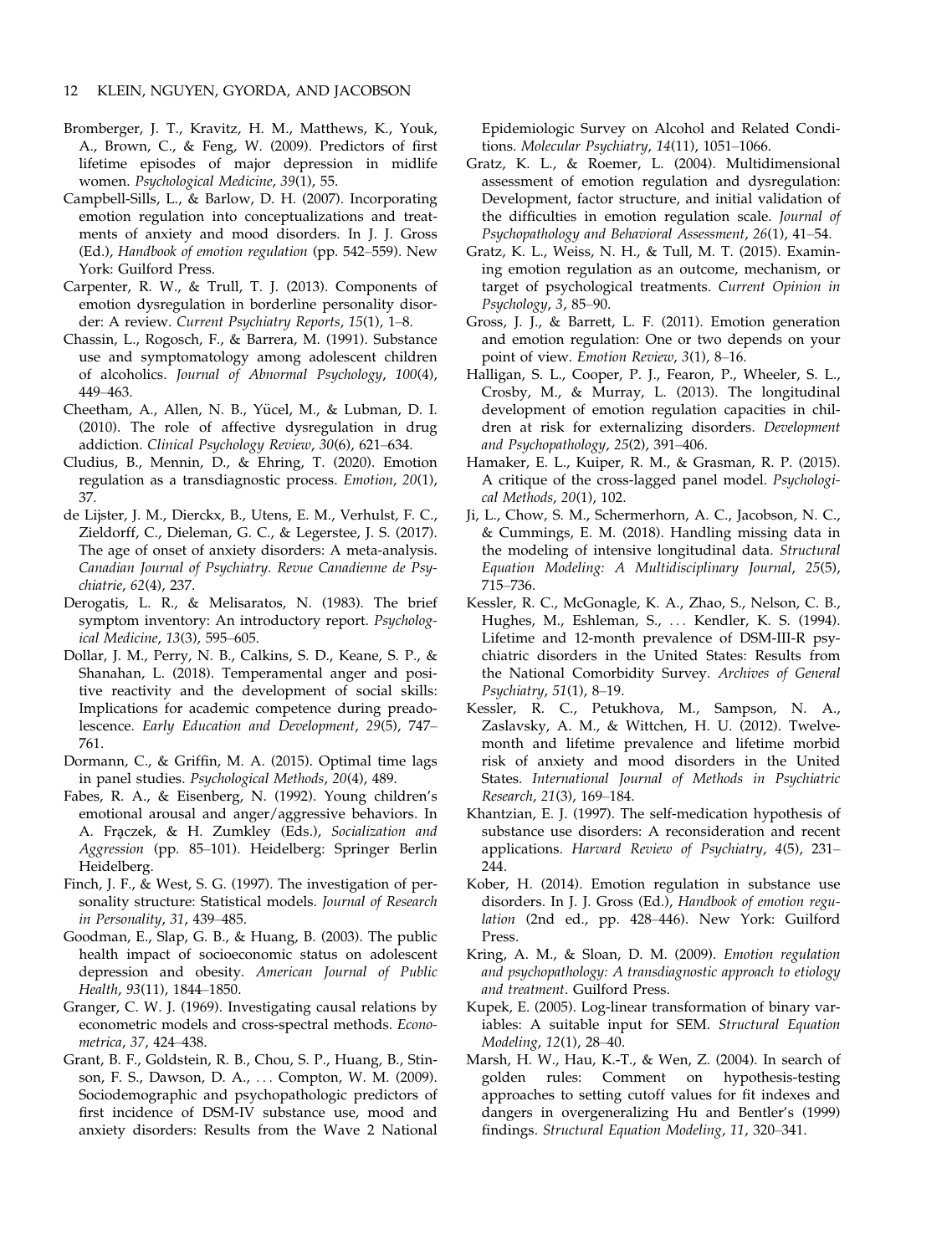Bromberger, J. T., Kravitz, H. M., Matthews, K., Youk, A., Brown, C., & Feng, W. (2009). Predictors of first lifetime episodes of major depression in midlife women. *Psychological Medicine*, *39*(1), 55.

Campbell-Sills, L., & Barlow, D. H. (2007). Incorporating emotion regulation into conceptualizations and treatments of anxiety and mood disorders. In J. J. Gross (Ed.), *Handbook of emotion regulation* (pp. 542–559). New York: Guilford Press.

Carpenter, R. W., & Trull, T. J. (2013). Components of emotion dysregulation in borderline personality disorder: A review. *Current Psychiatry Reports*, *15*(1), 1–8.

Chassin, L., Rogosch, F., & Barrera, M. (1991). Substance use and symptomatology among adolescent children of alcoholics. *Journal of Abnormal Psychology*, *100*(4), 449–463.

Cheetham, A., Allen, N. B., Yücel, M., & Lubman, D. I. (2010). The role of affective dysregulation in drug addiction. *Clinical Psychology Review*, *30*(6), 621–634.

Cludius, B., Mennin, D., & Ehring, T. (2020). Emotion regulation as a transdiagnostic process. *Emotion*, *20*(1), 37.

de Lijster, J. M., Dierckx, B., Utens, E. M., Verhulst, F. C., Zieldorff, C., Dieleman, G. C., & Legerstee, J. S. (2017). The age of onset of anxiety disorders: A meta-analysis. *Canadian Journal of Psychiatry. Revue Canadienne de Psychiatrie*, *62*(4), 237.

Derogatis, L. R., & Melisaratos, N. (1983). The brief symptom inventory: An introductory report. *Psychological Medicine*, *13*(3), 595–605.

Dollar, J. M., Perry, N. B., Calkins, S. D., Keane, S. P., & Shanahan, L. (2018). Temperamental anger and positive reactivity and the development of social skills: Implications for academic competence during preadolescence. *Early Education and Development*, *29*(5), 747–761.

Dormann, C., & Griffin, M. A. (2015). Optimal time lags in panel studies. *Psychological Methods*, *20*(4), 489.

Fabes, R. A., & Eisenberg, N. (1992). Young children's emotional arousal and anger/aggressive behaviors. In A. Frączek, & H. Zumkley (Eds.), *Socialization and Aggression* (pp. 85–101). Heidelberg: Springer Berlin Heidelberg.

Finch, J. F., & West, S. G. (1997). The investigation of personality structure: Statistical models. *Journal of Research in Personality*, *31*, 439–485.

Goodman, E., Slap, G. B., & Huang, B. (2003). The public health impact of socioeconomic status on adolescent depression and obesity. *American Journal of Public Health*, *93*(11), 1844–1850.

Granger, C. W. J. (1969). Investigating causal relations by econometric models and cross-spectral methods. *Econometrica*, *37*, 424–438.

Grant, B. F., Goldstein, R. B., Chou, S. P., Huang, B., Stinson, F. S., Dawson, D. A., … Compton, W. M. (2009). Sociodemographic and psychopathologic predictors of first incidence of DSM-IV substance use, mood and anxiety disorders: Results from the Wave 2 National Epidemiologic Survey on Alcohol and Related Conditions. *Molecular Psychiatry*, *14*(11), 1051–1066.

Gratz, K. L., & Roemer, L. (2004). Multidimensional assessment of emotion regulation and dysregulation: Development, factor structure, and initial validation of the difficulties in emotion regulation scale. *Journal of Psychopathology and Behavioral Assessment*, *26*(1), 41–54.

Gratz, K. L., Weiss, N. H., & Tull, M. T. (2015). Examining emotion regulation as an outcome, mechanism, or target of psychological treatments. *Current Opinion in Psychology*, *3*, 85–90.

Gross, J. J., & Barrett, L. F. (2011). Emotion generation and emotion regulation: One or two depends on your point of view. *Emotion Review*, *3*(1), 8–16.

Halligan, S. L., Cooper, P. J., Fearon, P., Wheeler, S. L., Crosby, M., & Murray, L. (2013). The longitudinal development of emotion regulation capacities in children at risk for externalizing disorders. *Development and Psychopathology*, *25*(2), 391–406.

Hamaker, E. L., Kuiper, R. M., & Grasman, R. P. (2015). A critique of the cross-lagged panel model. *Psychological Methods*, *20*(1), 102.

Ji, L., Chow, S. M., Schermerhorn, A. C., Jacobson, N. C., & Cummings, E. M. (2018). Handling missing data in the modeling of intensive longitudinal data. *Structural Equation Modeling: A Multidisciplinary Journal*, *25*(5), 715–736.

Kessler, R. C., McGonagle, K. A., Zhao, S., Nelson, C. B., Hughes, M., Eshleman, S., … Kendler, K. S. (1994). Lifetime and 12-month prevalence of DSM-III-R psychiatric disorders in the United States: Results from the National Comorbidity Survey. *Archives of General Psychiatry*, *51*(1), 8–19.

Kessler, R. C., Petukhova, M., Sampson, N. A., Zaslavsky, A. M., & Wittchen, H. U. (2012). Twelve-month and lifetime prevalence and lifetime morbid risk of anxiety and mood disorders in the United States. *International Journal of Methods in Psychiatric Research*, *21*(3), 169–184.

Khantzian, E. J. (1997). The self-medication hypothesis of substance use disorders: A reconsideration and recent applications. *Harvard Review of Psychiatry*, *4*(5), 231–244.

Kober, H. (2014). Emotion regulation in substance use disorders. In J. J. Gross (Ed.), *Handbook of emotion regulation* (2nd ed., pp. 428–446). New York: Guilford Press.

Kring, A. M., & Sloan, D. M. (2009). *Emotion regulation and psychopathology: A transdiagnostic approach to etiology and treatment*. Guilford Press.

Kupek, E. (2005). Log-linear transformation of binary variables: A suitable input for SEM. *Structural Equation Modeling*, *12*(1), 28–40.

Marsh, H. W., Hau, K.-T., & Wen, Z. (2004). In search of golden rules: Comment on hypothesis-testing approaches to setting cutoff values for fit indexes and dangers in overgeneralizing Hu and Bentler's (1999) findings. *Structural Equation Modeling*, *11*, 320–341.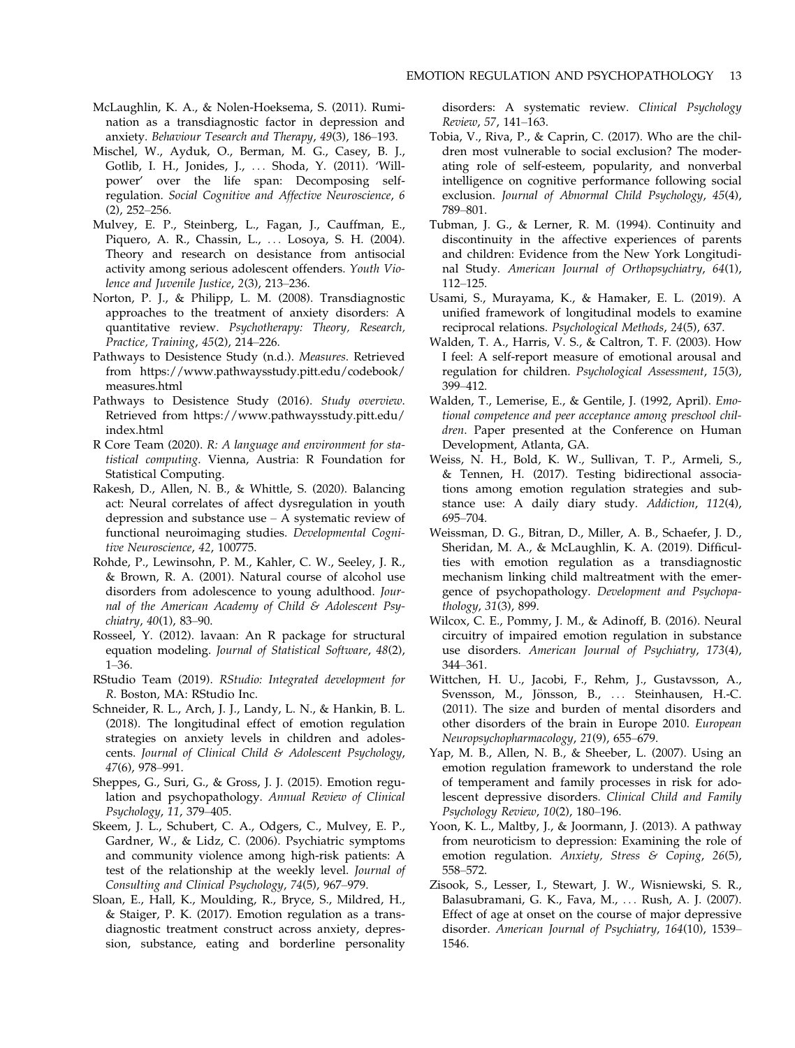McLaughlin, K. A., & Nolen-Hoeksema, S. (2011). Rumination as a transdiagnostic factor in depression and anxiety. *Behaviour Tesearch and Therapy*, *49*(3), 186–193.

Mischel, W., Ayduk, O., Berman, M. G., Casey, B. J., Gotlib, I. H., Jonides, J., … Shoda, Y. (2011). 'Willpower' over the life span: Decomposing self-regulation. *Social Cognitive and Affective Neuroscience*, *6* (2), 252–256.

Mulvey, E. P., Steinberg, L., Fagan, J., Cauffman, E., Piquero, A. R., Chassin, L., … Losoya, S. H. (2004). Theory and research on desistance from antisocial activity among serious adolescent offenders. *Youth Violence and Juvenile Justice*, *2*(3), 213–236.

Norton, P. J., & Philipp, L. M. (2008). Transdiagnostic approaches to the treatment of anxiety disorders: A quantitative review. *Psychotherapy: Theory, Research, Practice, Training*, *45*(2), 214–226.

Pathways to Desistence Study (n.d.). *Measures*. Retrieved from https://www.pathwaysstudy.pitt.edu/codebook/measures.html

Pathways to Desistence Study (2016). *Study overview*. Retrieved from https://www.pathwaysstudy.pitt.edu/index.html

R Core Team (2020). *R: A language and environment for statistical computing*. Vienna, Austria: R Foundation for Statistical Computing.

Rakesh, D., Allen, N. B., & Whittle, S. (2020). Balancing act: Neural correlates of affect dysregulation in youth depression and substance use – A systematic review of functional neuroimaging studies. *Developmental Cognitive Neuroscience*, *42*, 100775.

Rohde, P., Lewinsohn, P. M., Kahler, C. W., Seeley, J. R., & Brown, R. A. (2001). Natural course of alcohol use disorders from adolescence to young adulthood. *Journal of the American Academy of Child & Adolescent Psychiatry*, *40*(1), 83–90.

Rosseel, Y. (2012). lavaan: An R package for structural equation modeling. *Journal of Statistical Software*, *48*(2), 1–36.

RStudio Team (2019). *RStudio: Integrated development for R*. Boston, MA: RStudio Inc.

Schneider, R. L., Arch, J. J., Landy, L. N., & Hankin, B. L. (2018). The longitudinal effect of emotion regulation strategies on anxiety levels in children and adolescents. *Journal of Clinical Child & Adolescent Psychology*, *47*(6), 978–991.

Sheppes, G., Suri, G., & Gross, J. J. (2015). Emotion regulation and psychopathology. *Annual Review of Clinical Psychology*, *11*, 379–405.

Skeem, J. L., Schubert, C. A., Odgers, C., Mulvey, E. P., Gardner, W., & Lidz, C. (2006). Psychiatric symptoms and community violence among high-risk patients: A test of the relationship at the weekly level. *Journal of Consulting and Clinical Psychology*, *74*(5), 967–979.

Sloan, E., Hall, K., Moulding, R., Bryce, S., Mildred, H., & Staiger, P. K. (2017). Emotion regulation as a transdiagnostic treatment construct across anxiety, depression, substance, eating and borderline personality disorders: A systematic review. *Clinical Psychology Review*, *57*, 141–163.

Tobia, V., Riva, P., & Caprin, C. (2017). Who are the children most vulnerable to social exclusion? The moderating role of self-esteem, popularity, and nonverbal intelligence on cognitive performance following social exclusion. *Journal of Abnormal Child Psychology*, *45*(4), 789–801.

Tubman, J. G., & Lerner, R. M. (1994). Continuity and discontinuity in the affective experiences of parents and children: Evidence from the New York Longitudinal Study. *American Journal of Orthopsychiatry*, *64*(1), 112–125.

Usami, S., Murayama, K., & Hamaker, E. L. (2019). A unified framework of longitudinal models to examine reciprocal relations. *Psychological Methods*, *24*(5), 637.

Walden, T. A., Harris, V. S., & Caltron, T. F. (2003). How I feel: A self-report measure of emotional arousal and regulation for children. *Psychological Assessment*, *15*(3), 399–412.

Walden, T., Lemerise, E., & Gentile, J. (1992, April). *Emotional competence and peer acceptance among preschool children*. Paper presented at the Conference on Human Development, Atlanta, GA.

Weiss, N. H., Bold, K. W., Sullivan, T. P., Armeli, S., & Tennen, H. (2017). Testing bidirectional associations among emotion regulation strategies and substance use: A daily diary study. *Addiction*, *112*(4), 695–704.

Weissman, D. G., Bitran, D., Miller, A. B., Schaefer, J. D., Sheridan, M. A., & McLaughlin, K. A. (2019). Difficulties with emotion regulation as a transdiagnostic mechanism linking child maltreatment with the emergence of psychopathology. *Development and Psychopathology*, *31*(3), 899.

Wilcox, C. E., Pommy, J. M., & Adinoff, B. (2016). Neural circuitry of impaired emotion regulation in substance use disorders. *American Journal of Psychiatry*, *173*(4), 344–361.

Wittchen, H. U., Jacobi, F., Rehm, J., Gustavsson, A., Svensson, M., Jönsson, B., … Steinhausen, H.-C. (2011). The size and burden of mental disorders and other disorders of the brain in Europe 2010. *European Neuropsychopharmacology*, *21*(9), 655–679.

Yap, M. B., Allen, N. B., & Sheeber, L. (2007). Using an emotion regulation framework to understand the role of temperament and family processes in risk for adolescent depressive disorders. *Clinical Child and Family Psychology Review*, *10*(2), 180–196.

Yoon, K. L., Maltby, J., & Joormann, J. (2013). A pathway from neuroticism to depression: Examining the role of emotion regulation. *Anxiety, Stress & Coping*, *26*(5), 558–572.

Zisook, S., Lesser, I., Stewart, J. W., Wisniewski, S. R., Balasubramani, G. K., Fava, M., … Rush, A. J. (2007). Effect of age at onset on the course of major depressive disorder. *American Journal of Psychiatry*, *164*(10), 1539–1546.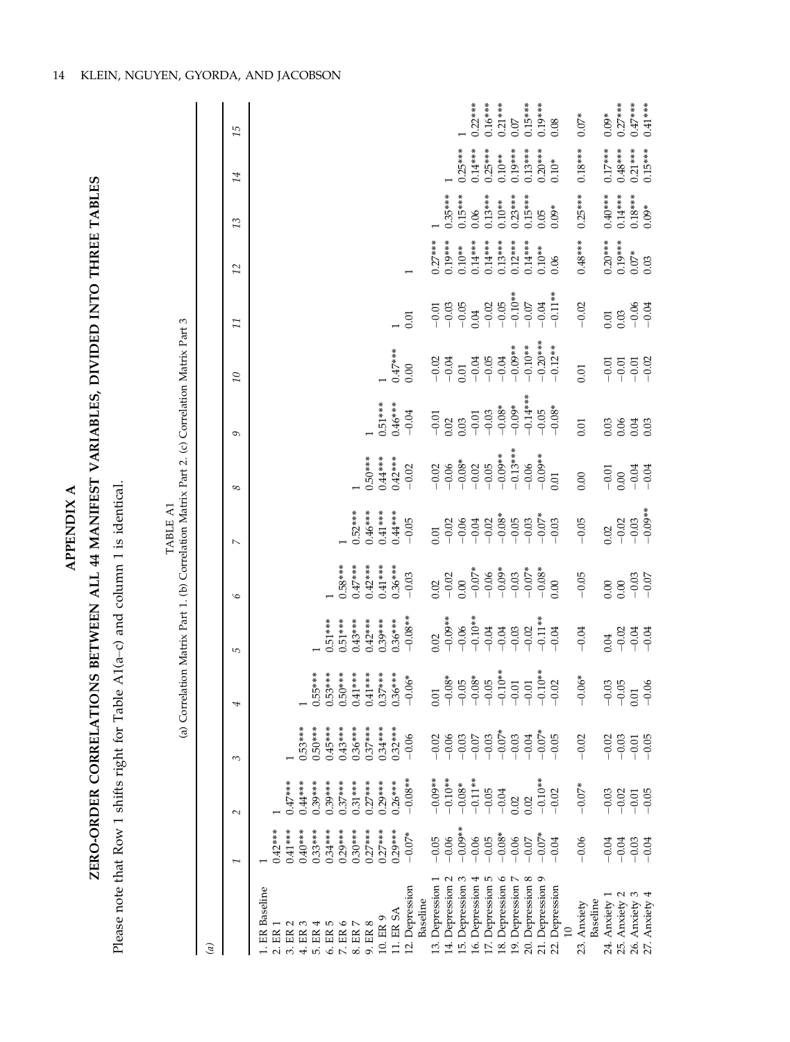# APPENDIX A

## ZERO-ORDER CORRELATIONS BETWEEN ALL 44 MANIFEST VARIABLES, DIVIDED INTO THREE TABLES

Please note that Row 1 shifts right for Table A1(a–c) and column 1 is identical.

TABLE A1

(a) Correlation Matrix Part 1. (b) Correlation Matrix Part 2. (c) Correlation Matrix Part 3

*(a)*

| | 1 | 2 | 3 | 4 | 5 | 6 | 7 | 8 | 9 | 10 | 11 | 12 | 13 | 14 | 15 |
|---|---|---|---|---|---|---|---|---|---|---|---|---|---|---|---|
| 1. ER Baseline | 1 | | | | | | | | | | | | | | |
| 2. ER 1 | 0.42*** | 1 | | | | | | | | | | | | | |
| 3. ER 2 | 0.41*** | 0.47*** | 1 | | | | | | | | | | | | |
| 4. ER 3 | 0.40*** | 0.44*** | 0.53*** | 1 | | | | | | | | | | | |
| 5. ER 4 | 0.33*** | 0.39*** | 0.50*** | 0.55*** | 1 | | | | | | | | | | |
| 6. ER 5 | 0.34*** | 0.39*** | 0.45*** | 0.53*** | 0.51*** | 1 | | | | | | | | | |
| 7. ER 6 | 0.29*** | 0.37*** | 0.43*** | 0.50*** | 0.51*** | 0.58*** | 1 | | | | | | | | |
| 8. ER 7 | 0.30*** | 0.31*** | 0.36*** | 0.41*** | 0.43*** | 0.47*** | 0.52*** | 1 | | | | | | | |
| 9. ER 8 | 0.27*** | 0.27*** | 0.37*** | 0.41*** | 0.42*** | 0.42*** | 0.46*** | 0.50*** | 1 | | | | | | |
| 10. ER 9 | 0.27*** | 0.29*** | 0.34*** | 0.37*** | 0.39*** | 0.41*** | 0.41*** | 0.44*** | 0.51*** | 1 | | | | | |
| 11. ER SA | 0.29*** | 0.26*** | 0.32*** | 0.36*** | 0.36*** | 0.36*** | 0.44*** | 0.42*** | 0.46*** | 0.47*** | 1 | | | | |
| 12. Depression Baseline | −0.07* | −0.08** | −0.06 | −0.06* | −0.08** | −0.03 | −0.05 | −0.02 | −0.04 | 0.00 | 0.01 | 1 | | | |
| 13. Depression 1 | −0.05 | −0.09** | −0.02 | 0.01 | 0.02 | 0.02 | 0.01 | −0.02 | −0.01 | −0.02 | −0.01 | 0.27*** | 1 | | |
| 14. Depression 2 | −0.06 | −0.10** | −0.06 | −0.08* | −0.09** | −0.02 | −0.02 | −0.06 | 0.02 | −0.04 | −0.03 | 0.19*** | 0.35*** | 1 | |
| 15. Depression 3 | −0.09** | −0.08* | −0.03 | −0.05 | −0.06 | 0.00 | −0.06 | −0.08* | 0.03 | 0.01 | −0.05 | 0.10** | 0.15*** | 0.25*** | 1 |
| 16. Depression 4 | −0.06 | −0.11** | −0.07 | −0.08* | −0.10** | −0.07* | −0.04 | −0.02 | −0.01 | −0.04 | 0.04 | 0.14*** | 0.06 | 0.14*** | 0.22*** |
| 17. Depression 5 | −0.05 | −0.05 | −0.03 | −0.05 | −0.04 | −0.06 | −0.02 | −0.05 | −0.03 | −0.05 | −0.02 | 0.14*** | 0.13*** | 0.25*** | 0.16*** |
| 18. Depression 6 | −0.08* | −0.04 | −0.07* | −0.10** | −0.04 | −0.09* | −0.08* | −0.09** | −0.08* | −0.04 | −0.05 | 0.13*** | 0.10** | 0.10** | 0.21*** |
| 19. Depression 7 | −0.06 | 0.02 | −0.03 | −0.01 | −0.03 | −0.03 | −0.05 | −0.13*** | −0.09* | −0.09** | −0.10** | 0.12*** | 0.23*** | 0.19*** | 0.07 |
| 20. Depression 8 | −0.07 | 0.02 | −0.04 | −0.01 | −0.02 | −0.07* | −0.03 | −0.06 | −0.14*** | −0.10** | −0.07 | 0.14*** | 0.15*** | 0.13*** | 0.15*** |
| 21. Depression 9 | −0.07* | −0.10** | −0.07* | −0.10** | −0.11** | −0.08* | −0.07* | −0.09** | −0.05 | −0.20*** | −0.04 | 0.10** | 0.05 | 0.20*** | 0.19*** |
| 22. Depression 10 | −0.04 | −0.02 | −0.05 | −0.02 | −0.04 | 0.00 | −0.03 | 0.01 | −0.08* | −0.12** | −0.11** | 0.06 | 0.09* | 0.10* | 0.08 |
| 23. Anxiety Baseline | −0.06 | −0.07* | −0.02 | −0.06* | −0.04 | −0.05 | −0.05 | 0.00 | 0.01 | 0.01 | −0.02 | 0.48*** | 0.25*** | 0.18*** | 0.07* |
| 24. Anxiety 1 | −0.04 | −0.03 | −0.02 | −0.03 | 0.04 | 0.00 | 0.02 | −0.01 | 0.03 | −0.01 | 0.01 | 0.20*** | 0.40*** | 0.17*** | 0.09* |
| 25. Anxiety 2 | −0.04 | −0.02 | −0.03 | −0.05 | −0.02 | 0.00 | −0.02 | 0.00 | 0.06 | −0.01 | 0.03 | 0.19*** | 0.14*** | 0.48*** | 0.27*** |
| 26. Anxiety 3 | −0.03 | −0.01 | −0.01 | 0.01 | −0.04 | −0.03 | −0.03 | −0.04 | 0.04 | −0.01 | −0.06 | 0.07* | 0.18*** | 0.21*** | 0.47*** |
| 27. Anxiety 4 | −0.04 | −0.05 | −0.05 | −0.06 | −0.04 | −0.07 | −0.09** | −0.04 | 0.03 | −0.02 | −0.04 | 0.03 | 0.09* | 0.15*** | 0.41*** |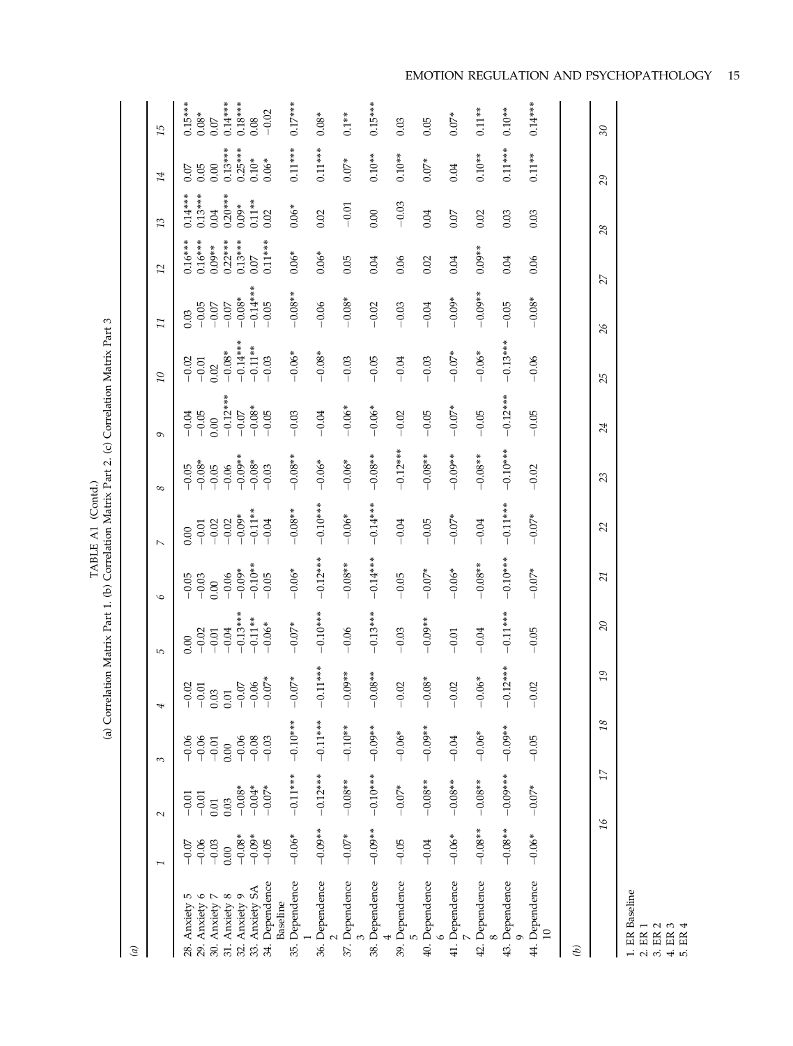TABLE A1 (Contd.)

(a) Correlation Matrix Part 1. (b) Correlation Matrix Part 2. (c) Correlation Matrix Part 3

*(a)*

| | 1 | 2 | 3 | 4 | 5 | 6 | 7 | 8 | 9 | 10 | 11 | 12 | 13 | 14 | 15 |
|---|---|---|---|---|---|---|---|---|---|---|---|---|---|---|---|
| 28. Anxiety 5 | −0.07 | −0.01 | −0.06 | −0.02 | 0.00 | −0.05 | 0.00 | −0.05 | −0.04 | −0.02 | 0.03 | 0.16*** | 0.14*** | 0.07 | 0.15*** |
| 29. Anxiety 6 | −0.06 | −0.01 | −0.06 | −0.01 | −0.02 | −0.03 | −0.01 | −0.08* | −0.05 | −0.01 | −0.05 | 0.16*** | 0.13*** | 0.05 | 0.08* |
| 30. Anxiety 7 | −0.03 | 0.01 | −0.01 | 0.03 | −0.01 | 0.00 | −0.02 | −0.05 | 0.00 | 0.02 | −0.07 | 0.09** | 0.04 | 0.00 | 0.07 |
| 31. Anxiety 8 | 0.00 | 0.03 | 0.00 | 0.01 | −0.04 | −0.06 | −0.02 | −0.06 | −0.12*** | −0.08* | −0.07 | 0.22*** | 0.20*** | 0.13*** | 0.14*** |
| 32. Anxiety 9 | −0.08* | −0.08* | −0.06 | −0.07 | −0.13*** | −0.09* | −0.09* | −0.09** | −0.07 | −0.14*** | −0.08* | 0.13*** | 0.09* | 0.25*** | 0.18*** |
| 33. Anxiety SA | −0.09* | −0.04* | −0.08 | −0.06 | −0.11** | −0.10** | −0.11** | −0.08* | −0.08* | −0.11** | −0.14*** | 0.07 | 0.11** | 0.10* | 0.08 |
| 34. Dependence Baseline | −0.05 | −0.07* | −0.03 | −0.07* | −0.06* | −0.05 | −0.04 | −0.03 | −0.05 | −0.03 | −0.05 | 0.11*** | 0.02 | 0.06* | −0.02 |
| 35. Dependence 1 | −0.06* | −0.11*** | −0.10*** | −0.07* | −0.07* | −0.06* | −0.08** | −0.08** | −0.03 | −0.06* | −0.08** | 0.06* | 0.06* | 0.11*** | 0.17*** |
| 36. Dependence 2 | −0.09** | −0.12*** | −0.11*** | −0.11*** | −0.10*** | −0.12*** | −0.10*** | −0.06* | −0.04 | −0.08* | −0.06 | 0.06* | 0.02 | 0.11*** | 0.08* |
| 37. Dependence 3 | −0.07* | −0.08** | −0.10** | −0.09** | −0.06 | −0.08** | −0.06* | −0.06* | −0.06* | −0.03 | −0.08* | 0.05 | −0.01 | 0.07* | 0.1** |
| 38. Dependence 4 | −0.09** | −0.10*** | −0.09** | −0.08** | −0.13*** | −0.14*** | −0.14*** | −0.08** | −0.06* | −0.05 | −0.02 | 0.04 | 0.00 | 0.10** | 0.15*** |
| 39. Dependence 5 | −0.05 | −0.07* | −0.06* | −0.02 | −0.03 | −0.05 | −0.04 | −0.12*** | −0.02 | −0.04 | −0.03 | 0.06 | −0.03 | 0.10** | 0.03 |
| 40. Dependence 6 | −0.04 | −0.08** | −0.09** | −0.08* | −0.09** | −0.07* | −0.05 | −0.08** | −0.05 | −0.03 | −0.04 | 0.02 | 0.04 | 0.07* | 0.05 |
| 41. Dependence 7 | −0.06* | −0.08** | −0.04 | −0.02 | −0.01 | −0.06* | −0.07* | −0.09** | −0.07* | −0.07* | −0.09* | 0.04 | 0.07 | 0.04 | 0.07* |
| 42. Dependence 8 | −0.08** | −0.08** | −0.06* | −0.06* | −0.04 | −0.08** | −0.04 | −0.08** | −0.05 | −0.06* | −0.09** | 0.09** | 0.02 | 0.10** | 0.11** |
| 43. Dependence 9 | −0.08** | −0.09*** | −0.09** | −0.12*** | −0.11*** | −0.10*** | −0.11*** | −0.10*** | −0.12*** | −0.13*** | −0.05 | 0.04 | 0.03 | 0.11*** | 0.10** |
| 44. Dependence 10 | −0.06* | −0.07* | −0.05 | −0.02 | −0.05 | −0.07* | −0.07* | −0.02 | −0.05 | −0.06 | −0.08* | 0.06 | 0.03 | 0.11** | 0.14*** |

*(b)*

| | 16 | 17 | 18 | 19 | 20 | 21 | 22 | 23 | 24 | 25 | 26 | 27 | 28 | 29 | 30 |
|---|---|---|---|---|---|---|---|---|---|---|---|---|---|---|---|
| 1. ER Baseline | | | | | | | | | | | | | | | |
| 2. ER 1 | | | | | | | | | | | | | | | |
| 3. ER 2 | | | | | | | | | | | | | | | |
| 4. ER 3 | | | | | | | | | | | | | | | |
| 5. ER 4 | | | | | | | | | | | | | | | |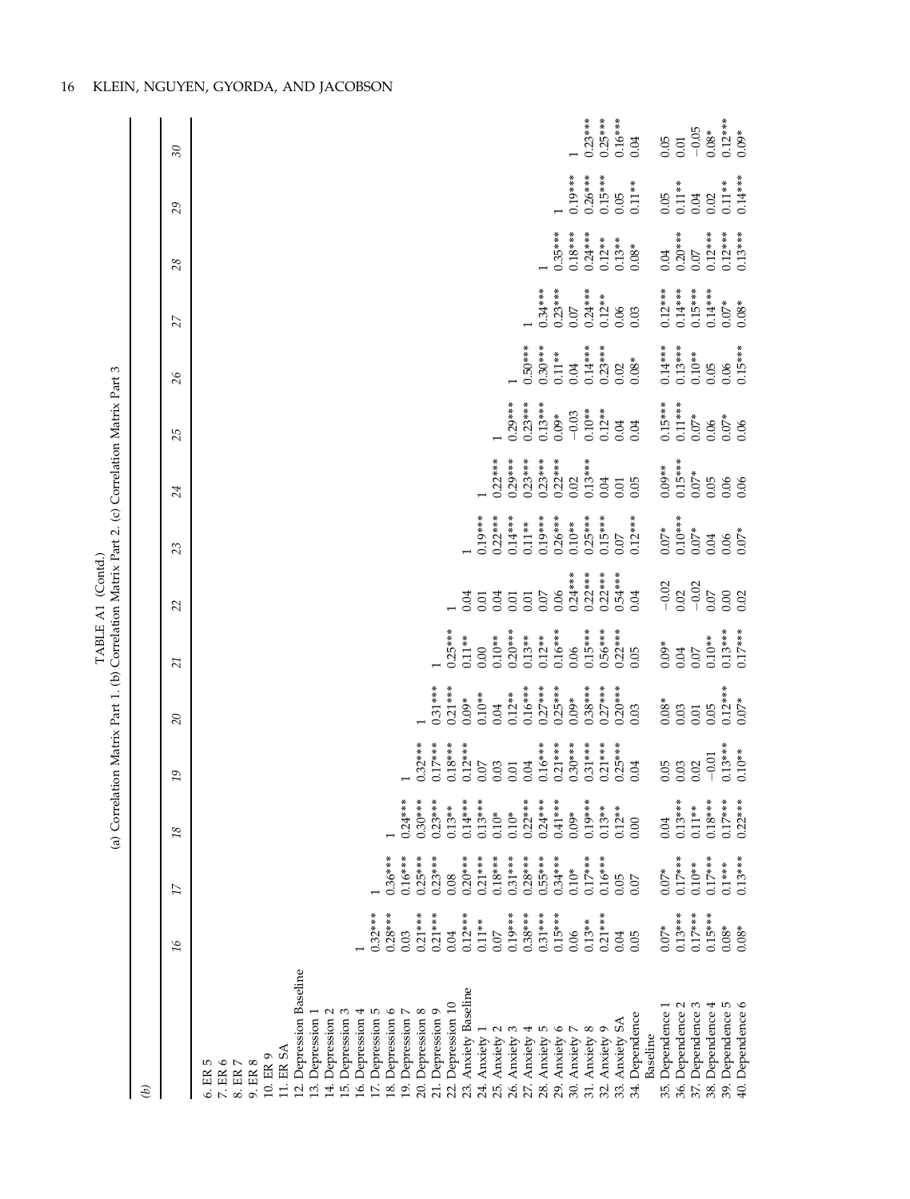TABLE A1 (Contd.)

(a) Correlation Matrix Part 1. (b) Correlation Matrix Part 2. (c) Correlation Matrix Part 3

*(b)*

| | 16 | 17 | 18 | 19 | 20 | 21 | 22 | 23 | 24 | 25 | 26 | 27 | 28 | 29 | 30 |
|---|---|---|---|---|---|---|---|---|---|---|---|---|---|---|---|
| 6. ER 5 | | | | | | | | | | | | | | | |
| 7. ER 6 | | | | | | | | | | | | | | | |
| 8. ER 7 | | | | | | | | | | | | | | | |
| 9. ER 8 | | | | | | | | | | | | | | | |
| 10. ER 9 | | | | | | | | | | | | | | | |
| 11. ER SA | | | | | | | | | | | | | | | |
| 12. Depression Baseline | | | | | | | | | | | | | | | |
| 13. Depression 1 | | | | | | | | | | | | | | | |
| 14. Depression 2 | | | | | | | | | | | | | | | |
| 15. Depression 3 | | | | | | | | | | | | | | | |
| 16. Depression 4 | 1 | | | | | | | | | | | | | | |
| 17. Depression 5 | 0.32*** | 1 | | | | | | | | | | | | | |
| 18. Depression 6 | 0.28*** | 0.36*** | 1 | | | | | | | | | | | | |
| 19. Depression 7 | 0.03 | 0.16*** | 0.24*** | 1 | | | | | | | | | | | |
| 20. Depression 8 | 0.21*** | 0.25*** | 0.30*** | 0.32*** | 1 | | | | | | | | | | |
| 21. Depression 9 | 0.21*** | 0.23*** | 0.23*** | 0.17*** | 0.31*** | 1 | | | | | | | | | |
| 22. Depression 10 | 0.04 | 0.08 | 0.13** | 0.18*** | 0.21*** | 0.25*** | 1 | | | | | | | | |
| 23. Anxiety Baseline | 0.12*** | 0.20*** | 0.14*** | 0.12*** | 0.09* | 0.11** | 0.04 | 1 | | | | | | | |
| 24. Anxiety 1 | 0.11** | 0.21*** | 0.13*** | 0.07 | 0.10** | 0.00 | 0.01 | 0.19*** | 1 | | | | | | |
| 25. Anxiety 2 | 0.07 | 0.18*** | 0.10* | 0.03 | 0.04 | 0.10** | 0.04 | 0.22*** | 0.22*** | 1 | | | | | |
| 26. Anxiety 3 | 0.19*** | 0.31*** | 0.10* | 0.01 | 0.12** | 0.20*** | 0.01 | 0.14*** | 0.29*** | 0.29*** | 1 | | | | |
| 27. Anxiety 4 | 0.38*** | 0.28*** | 0.22*** | 0.04 | 0.16*** | 0.13** | 0.01 | 0.11** | 0.23*** | 0.23*** | 0.50*** | 1 | | | |
| 28. Anxiety 5 | 0.31*** | 0.55*** | 0.24*** | 0.16*** | 0.27*** | 0.12** | 0.07 | 0.19*** | 0.23*** | 0.13*** | 0.30*** | 0.34*** | 1 | | |
| 29. Anxiety 6 | 0.15*** | 0.34*** | 0.41*** | 0.21*** | 0.25*** | 0.16*** | 0.06 | 0.26*** | 0.22*** | 0.09* | 0.11** | 0.23*** | 0.35*** | 1 | |
| 30. Anxiety 7 | 0.06 | 0.10* | 0.09* | 0.30*** | 0.09* | 0.06 | 0.24*** | 0.10** | 0.02 | −0.03 | 0.04 | 0.07 | 0.18*** | 0.19*** | 1 |
| 31. Anxiety 8 | 0.13** | 0.17*** | 0.19*** | 0.31*** | 0.38*** | 0.15*** | 0.22*** | 0.25*** | 0.13*** | 0.10** | 0.14*** | 0.24*** | 0.24*** | 0.26*** | 0.23*** |
| 32. Anxiety 9 | 0.21*** | 0.16*** | 0.13** | 0.21*** | 0.27*** | 0.56*** | 0.22*** | 0.15*** | 0.04 | 0.12** | 0.23*** | 0.12** | 0.12** | 0.15*** | 0.25*** |
| 33. Anxiety SA | 0.04 | 0.05 | 0.12** | 0.25*** | 0.20*** | 0.22*** | 0.54*** | 0.07 | 0.01 | 0.04 | 0.02 | 0.06 | 0.13** | 0.05 | 0.16*** |
| 34. Dependence Baseline | 0.05 | 0.07 | 0.00 | 0.04 | 0.03 | 0.05 | 0.04 | 0.12*** | 0.05 | 0.04 | 0.08* | 0.03 | 0.08* | 0.11** | 0.04 |
| 35. Dependence 1 | 0.07* | 0.07* | 0.04 | 0.05 | 0.08* | 0.09* | −0.02 | 0.07* | 0.09** | 0.15*** | 0.14*** | 0.12*** | 0.04 | 0.05 | 0.05 |
| 36. Dependence 2 | 0.13*** | 0.17*** | 0.13*** | 0.03 | 0.03 | 0.04 | 0.02 | 0.10*** | 0.15*** | 0.11*** | 0.13*** | 0.14*** | 0.20*** | 0.11** | 0.01 |
| 37. Dependence 3 | 0.17*** | 0.10** | 0.11** | 0.02 | 0.01 | 0.07 | −0.02 | 0.07* | 0.07* | 0.07* | 0.10** | 0.15*** | 0.07 | 0.04 | −0.05 |
| 38. Dependence 4 | 0.15*** | 0.17*** | 0.18*** | −0.01 | 0.05 | 0.10** | 0.07 | 0.04 | 0.05 | 0.06 | 0.05 | 0.14*** | 0.12*** | 0.02 | 0.08* |
| 39. Dependence 5 | 0.08* | 0.1*** | 0.17*** | 0.13*** | 0.12*** | 0.13*** | 0.00 | 0.06 | 0.06 | 0.07* | 0.06 | 0.07* | 0.12*** | 0.11** | 0.12*** |
| 40. Dependence 6 | 0.08* | 0.13*** | 0.22*** | 0.10** | 0.07* | 0.17*** | 0.02 | 0.07* | 0.06 | 0.06 | 0.15*** | 0.08* | 0.13*** | 0.14*** | 0.09* |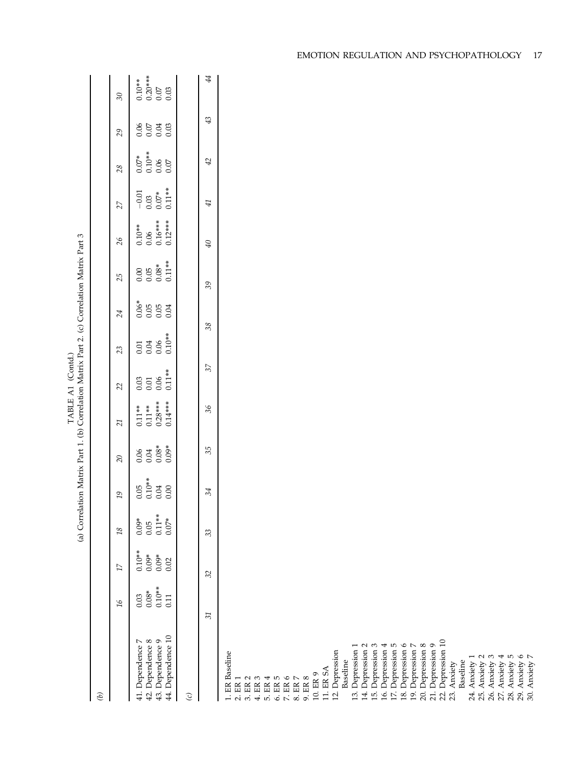TABLE A1 (Contd.)

(a) Correlation Matrix Part 1. (b) Correlation Matrix Part 2. (c) Correlation Matrix Part 3

*(b)*

| | *16* | *17* | *18* | *19* | *20* | *21* | *22* | *23* | *24* | *25* | *26* | *27* | *28* | *29* | *30* |
|---|---|---|---|---|---|---|---|---|---|---|---|---|---|---|---|
| 41. Dependence 7 | 0.03 | 0.10** | 0.09* | 0.05 | 0.06 | 0.11** | 0.03 | 0.01 | 0.06* | 0.00 | 0.10** | −0.01 | 0.07* | 0.06 | 0.10** |
| 42. Dependence 8 | 0.08* | 0.09* | 0.05 | 0.10** | 0.04 | 0.11** | 0.01 | 0.04 | 0.05 | 0.05 | 0.06 | 0.03 | 0.10** | 0.07 | 0.20*** |
| 43. Dependence 9 | 0.10** | 0.09* | 0.11** | 0.04 | 0.08* | 0.28*** | 0.06 | 0.06 | 0.05 | 0.08* | 0.16*** | 0.07* | 0.06 | 0.04 | 0.07 |
| 44. Dependence 10 | 0.11 | 0.02 | 0.07* | 0.00 | 0.09* | 0.14*** | 0.11** | 0.10** | 0.04 | 0.11** | 0.12*** | 0.11** | 0.07 | 0.03 | 0.03 |

*(c)*

| | *31* | *32* | *33* | *34* | *35* | *36* | *37* | *38* | *39* | *40* | *41* | *42* | *43* | *44* |
|---|---|---|---|---|---|---|---|---|---|---|---|---|---|---|
| 1. ER Baseline | | | | | | | | | | | | | | |
| 2. ER 1 | | | | | | | | | | | | | | |
| 3. ER 2 | | | | | | | | | | | | | | |
| 4. ER 3 | | | | | | | | | | | | | | |
| 5. ER 4 | | | | | | | | | | | | | | |
| 6. ER 5 | | | | | | | | | | | | | | |
| 7. ER 6 | | | | | | | | | | | | | | |
| 8. ER 7 | | | | | | | | | | | | | | |
| 9. ER 8 | | | | | | | | | | | | | | |
| 10. ER 9 | | | | | | | | | | | | | | |
| 11. ER SA | | | | | | | | | | | | | | |
| 12. Depression Baseline | | | | | | | | | | | | | | |
| 13. Depression 1 | | | | | | | | | | | | | | |
| 14. Depression 2 | | | | | | | | | | | | | | |
| 15. Depression 3 | | | | | | | | | | | | | | |
| 16. Depression 4 | | | | | | | | | | | | | | |
| 17. Depression 5 | | | | | | | | | | | | | | |
| 18. Depression 6 | | | | | | | | | | | | | | |
| 19. Depression 7 | | | | | | | | | | | | | | |
| 20. Depression 8 | | | | | | | | | | | | | | |
| 21. Depression 9 | | | | | | | | | | | | | | |
| 22. Depression 10 | | | | | | | | | | | | | | |
| 23. Anxiety Baseline | | | | | | | | | | | | | | |
| 24. Anxiety 1 | | | | | | | | | | | | | | |
| 25. Anxiety 2 | | | | | | | | | | | | | | |
| 26. Anxiety 3 | | | | | | | | | | | | | | |
| 27. Anxiety 4 | | | | | | | | | | | | | | |
| 28. Anxiety 5 | | | | | | | | | | | | | | |
| 29. Anxiety 6 | | | | | | | | | | | | | | |
| 30. Anxiety 7 | | | | | | | | | | | | | | |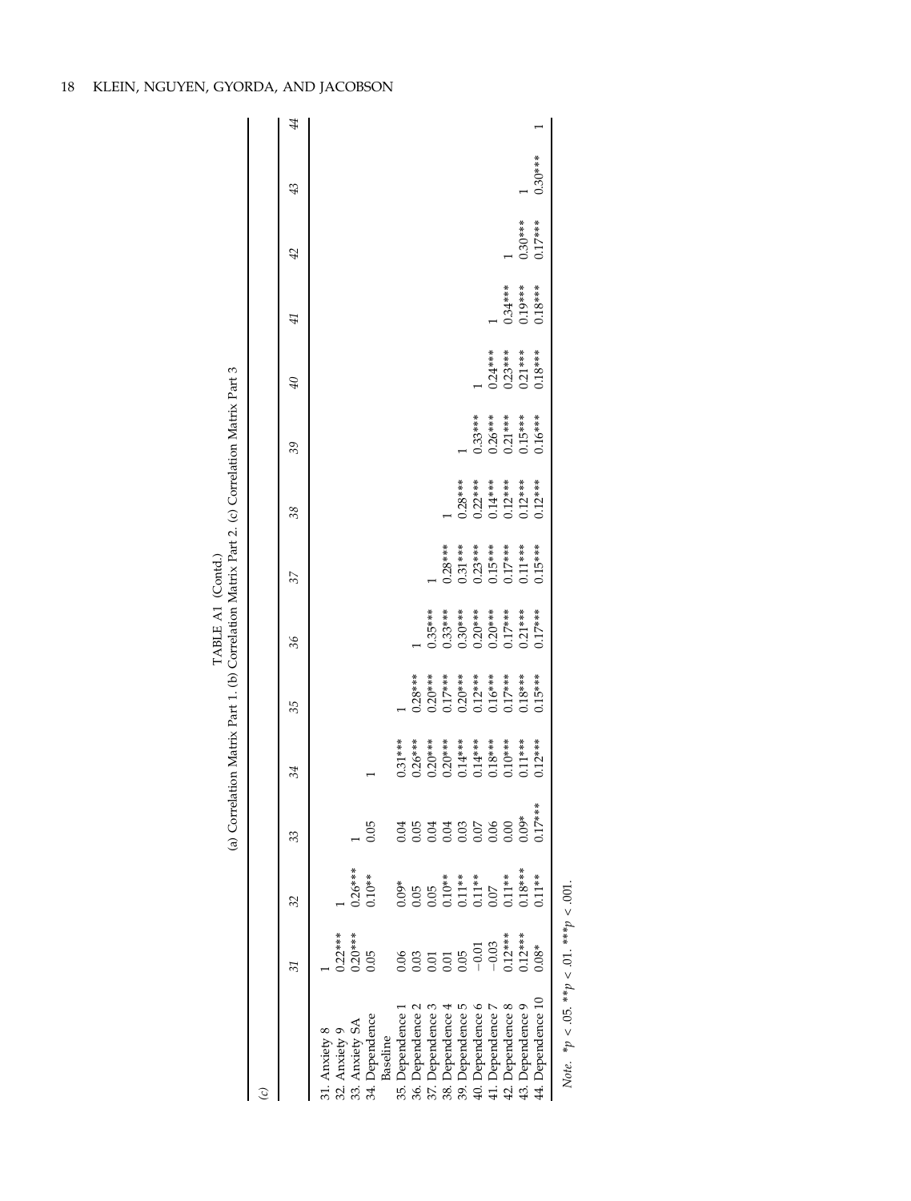TABLE A1 (Contd.)

(a) Correlation Matrix Part 1. (b) Correlation Matrix Part 2. (c) Correlation Matrix Part 3

(c)

| | 31 | 32 | 33 | 34 | 35 | 36 | 37 | 38 | 39 | 40 | 41 | 42 | 43 | 44 |
|---|---|---|---|---|---|---|---|---|---|---|---|---|---|---|
| 31. Anxiety 8 | 1 | | | | | | | | | | | | | |
| 32. Anxiety 9 | 0.22*** | 1 | | | | | | | | | | | | |
| 33. Anxiety SA | 0.20*** | 0.26*** | 1 | | | | | | | | | | | |
| 34. Dependence Baseline | 0.05 | 0.10** | 0.05 | 1 | | | | | | | | | | |
| 35. Dependence 1 | 0.06 | 0.09* | 0.04 | 0.31*** | 1 | | | | | | | | | |
| 36. Dependence 2 | 0.03 | 0.05 | 0.05 | 0.26*** | 0.28*** | 1 | | | | | | | | |
| 37. Dependence 3 | 0.01 | 0.05 | 0.04 | 0.20*** | 0.20*** | 0.35*** | 1 | | | | | | | |
| 38. Dependence 4 | 0.01 | 0.10** | 0.04 | 0.20*** | 0.17*** | 0.33*** | 0.28*** | 1 | | | | | | |
| 39. Dependence 5 | 0.05 | 0.11** | 0.03 | 0.14*** | 0.20*** | 0.30*** | 0.31*** | 0.28*** | 1 | | | | | |
| 40. Dependence 6 | −0.01 | 0.11** | 0.07 | 0.14*** | 0.12*** | 0.20*** | 0.23*** | 0.22*** | 0.33*** | 1 | | | | |
| 41. Dependence 7 | −0.03 | 0.07 | 0.06 | 0.18*** | 0.16*** | 0.20*** | 0.15*** | 0.14*** | 0.26*** | 0.24*** | 1 | | | |
| 42. Dependence 8 | 0.12*** | 0.11** | 0.00 | 0.10*** | 0.17*** | 0.17*** | 0.17*** | 0.12*** | 0.21*** | 0.23*** | 0.34*** | 1 | | |
| 43. Dependence 9 | 0.12*** | 0.18*** | 0.09* | 0.11*** | 0.18*** | 0.21*** | 0.11*** | 0.12*** | 0.15*** | 0.21*** | 0.19*** | 0.30*** | 1 | |
| 44. Dependence 10 | 0.08* | 0.11** | 0.17*** | 0.12*** | 0.15*** | 0.17*** | 0.15*** | 0.12*** | 0.16*** | 0.18*** | 0.18*** | 0.17*** | 0.30*** | 1 |

*Note.* $*p < .05$. $**p < .01$. $***p < .001$.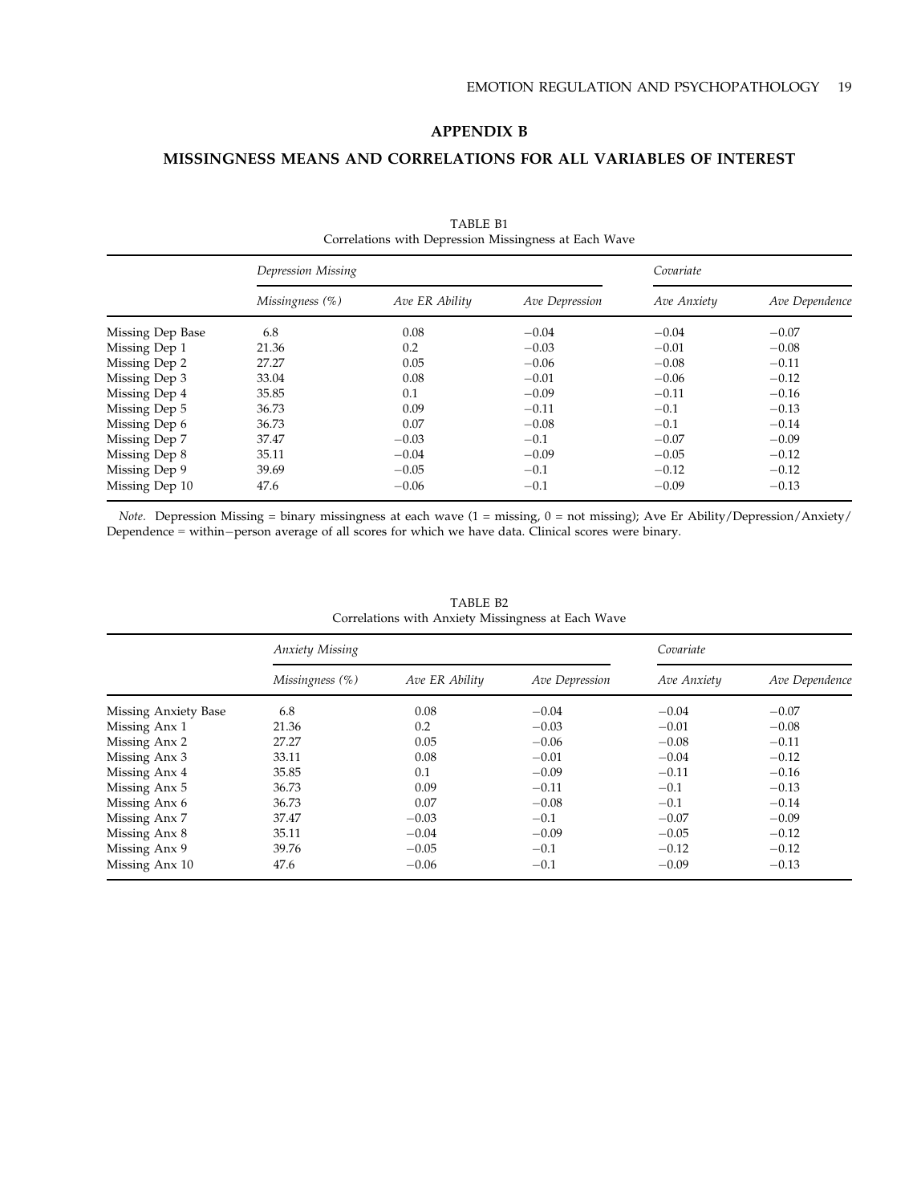# APPENDIX B

## MISSINGNESS MEANS AND CORRELATIONS FOR ALL VARIABLES OF INTEREST

TABLE B1
Correlations with Depression Missingness at Each Wave

| | *Depression Missing* | | | *Covariate* | |
|---|---|---|---|---|---|
| | *Missingness (%)* | *Ave ER Ability* | *Ave Depression* | *Ave Anxiety* | *Ave Dependence* |
| Missing Dep Base | 6.8 | 0.08 | −0.04 | −0.04 | −0.07 |
| Missing Dep 1 | 21.36 | 0.2 | −0.03 | −0.01 | −0.08 |
| Missing Dep 2 | 27.27 | 0.05 | −0.06 | −0.08 | −0.11 |
| Missing Dep 3 | 33.04 | 0.08 | −0.01 | −0.06 | −0.12 |
| Missing Dep 4 | 35.85 | 0.1 | −0.09 | −0.11 | −0.16 |
| Missing Dep 5 | 36.73 | 0.09 | −0.11 | −0.1 | −0.13 |
| Missing Dep 6 | 36.73 | 0.07 | −0.08 | −0.1 | −0.14 |
| Missing Dep 7 | 37.47 | −0.03 | −0.1 | −0.07 | −0.09 |
| Missing Dep 8 | 35.11 | −0.04 | −0.09 | −0.05 | −0.12 |
| Missing Dep 9 | 39.69 | −0.05 | −0.1 | −0.12 | −0.12 |
| Missing Dep 10 | 47.6 | −0.06 | −0.1 | −0.09 | −0.13 |

*Note.* Depression Missing = binary missingness at each wave (1 = missing, 0 = not missing); Ave Er Ability/Depression/Anxiety/Dependence = within−person average of all scores for which we have data. Clinical scores were binary.

TABLE B2
Correlations with Anxiety Missingness at Each Wave

| | *Anxiety Missing* | | | *Covariate* | |
|---|---|---|---|---|---|
| | *Missingness (%)* | *Ave ER Ability* | *Ave Depression* | *Ave Anxiety* | *Ave Dependence* |
| Missing Anxiety Base | 6.8 | 0.08 | −0.04 | −0.04 | −0.07 |
| Missing Anx 1 | 21.36 | 0.2 | −0.03 | −0.01 | −0.08 |
| Missing Anx 2 | 27.27 | 0.05 | −0.06 | −0.08 | −0.11 |
| Missing Anx 3 | 33.11 | 0.08 | −0.01 | −0.04 | −0.12 |
| Missing Anx 4 | 35.85 | 0.1 | −0.09 | −0.11 | −0.16 |
| Missing Anx 5 | 36.73 | 0.09 | −0.11 | −0.1 | −0.13 |
| Missing Anx 6 | 36.73 | 0.07 | −0.08 | −0.1 | −0.14 |
| Missing Anx 7 | 37.47 | −0.03 | −0.1 | −0.07 | −0.09 |
| Missing Anx 8 | 35.11 | −0.04 | −0.09 | −0.05 | −0.12 |
| Missing Anx 9 | 39.76 | −0.05 | −0.1 | −0.12 | −0.12 |
| Missing Anx 10 | 47.6 | −0.06 | −0.1 | −0.09 | −0.13 |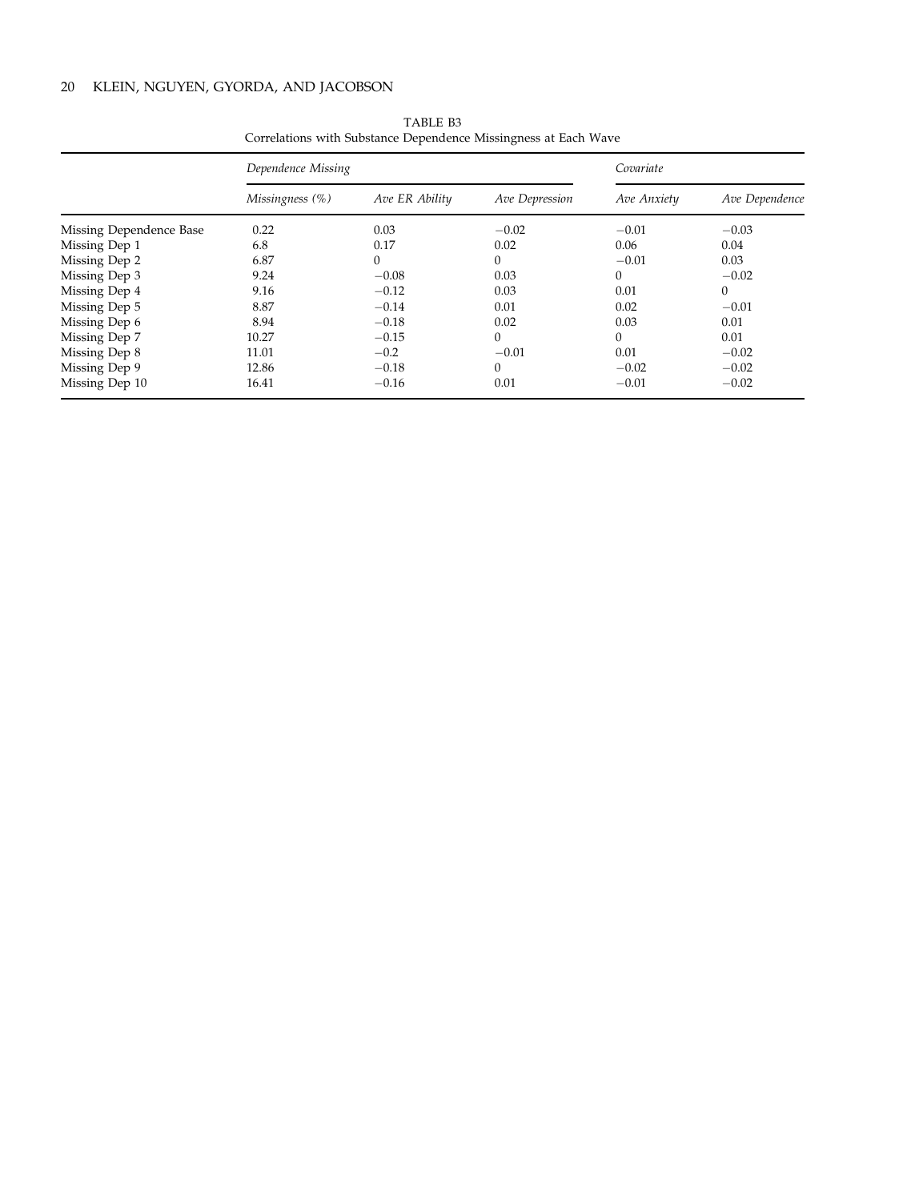TABLE B3
Correlations with Substance Dependence Missingness at Each Wave

| | *Dependence Missing* | | | *Covariate* | |
|---|---|---|---|---|---|
| | *Missingness (%)* | *Ave ER Ability* | *Ave Depression* | *Ave Anxiety* | *Ave Dependence* |
| Missing Dependence Base | 0.22 | 0.03 | −0.02 | −0.01 | −0.03 |
| Missing Dep 1 | 6.8 | 0.17 | 0.02 | 0.06 | 0.04 |
| Missing Dep 2 | 6.87 | 0 | 0 | −0.01 | 0.03 |
| Missing Dep 3 | 9.24 | −0.08 | 0.03 | 0 | −0.02 |
| Missing Dep 4 | 9.16 | −0.12 | 0.03 | 0.01 | 0 |
| Missing Dep 5 | 8.87 | −0.14 | 0.01 | 0.02 | −0.01 |
| Missing Dep 6 | 8.94 | −0.18 | 0.02 | 0.03 | 0.01 |
| Missing Dep 7 | 10.27 | −0.15 | 0 | 0 | 0.01 |
| Missing Dep 8 | 11.01 | −0.2 | −0.01 | 0.01 | −0.02 |
| Missing Dep 9 | 12.86 | −0.18 | 0 | −0.02 | −0.02 |
| Missing Dep 10 | 16.41 | −0.16 | 0.01 | −0.01 | −0.02 |